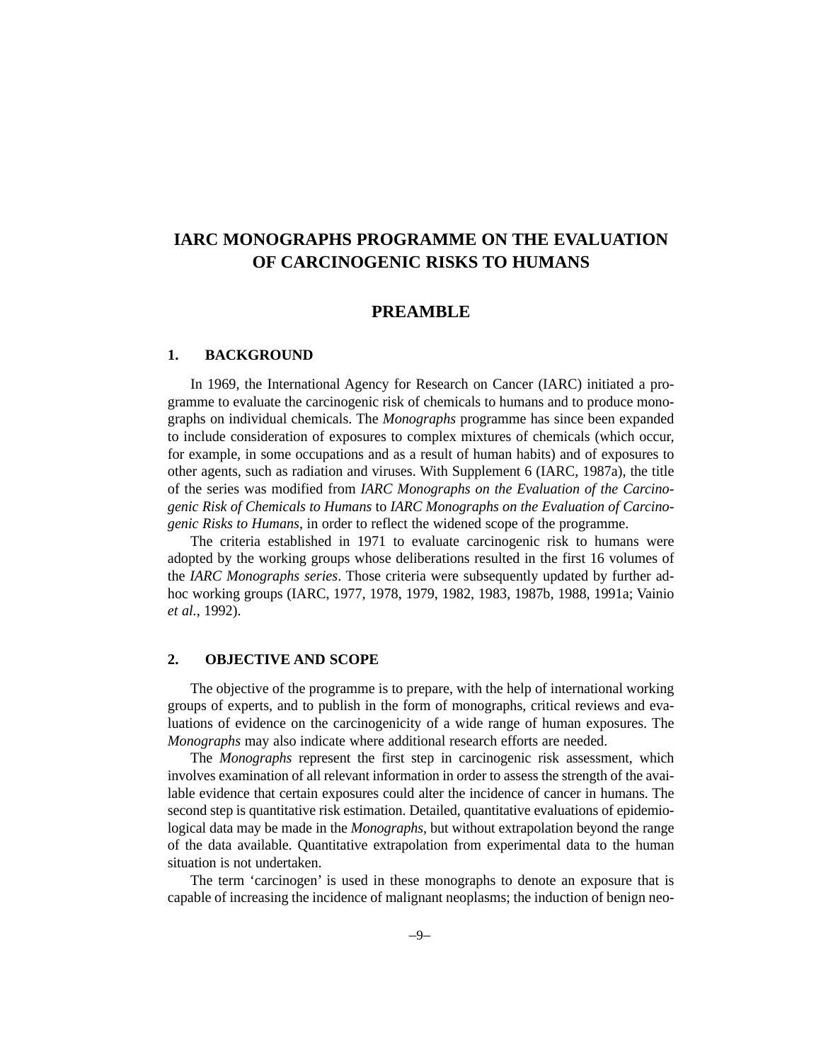# IARC MONOGRAPHS PROGRAMME ON THE EVALUATION OF CARCINOGENIC RISKS TO HUMANS

## PREAMBLE

### 1. BACKGROUND

In 1969, the International Agency for Research on Cancer (IARC) initiated a programme to evaluate the carcinogenic risk of chemicals to humans and to produce monographs on individual chemicals. The *Monographs* programme has since been expanded to include consideration of exposures to complex mixtures of chemicals (which occur, for example, in some occupations and as a result of human habits) and of exposures to other agents, such as radiation and viruses. With Supplement 6 (IARC, 1987a), the title of the series was modified from *IARC Monographs on the Evaluation of the Carcinogenic Risk of Chemicals to Humans* to *IARC Monographs on the Evaluation of Carcinogenic Risks to Humans*, in order to reflect the widened scope of the programme.

The criteria established in 1971 to evaluate carcinogenic risk to humans were adopted by the working groups whose deliberations resulted in the first 16 volumes of the *IARC Monographs series*. Those criteria were subsequently updated by further adhoc working groups (IARC, 1977, 1978, 1979, 1982, 1983, 1987b, 1988, 1991a; Vainio *et al.*, 1992).

### 2. OBJECTIVE AND SCOPE

The objective of the programme is to prepare, with the help of international working groups of experts, and to publish in the form of monographs, critical reviews and evaluations of evidence on the carcinogenicity of a wide range of human exposures. The *Monographs* may also indicate where additional research efforts are needed.

The *Monographs* represent the first step in carcinogenic risk assessment, which involves examination of all relevant information in order to assess the strength of the available evidence that certain exposures could alter the incidence of cancer in humans. The second step is quantitative risk estimation. Detailed, quantitative evaluations of epidemiological data may be made in the *Monographs*, but without extrapolation beyond the range of the data available. Quantitative extrapolation from experimental data to the human situation is not undertaken.

The term 'carcinogen' is used in these monographs to denote an exposure that is capable of increasing the incidence of malignant neoplasms; the induction of benign neo-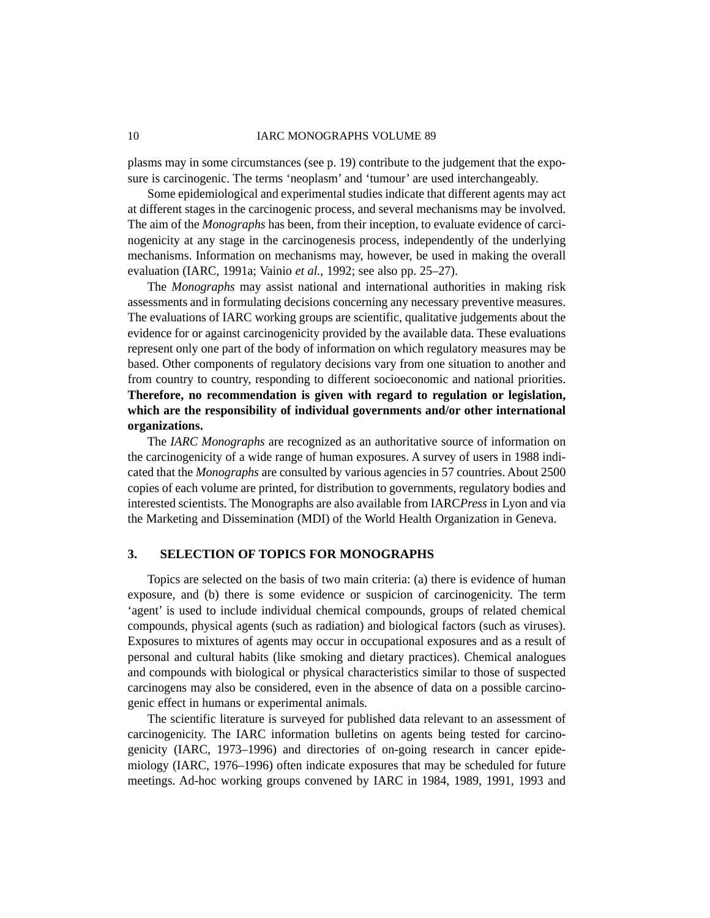plasms may in some circumstances (see p. 19) contribute to the judgement that the exposure is carcinogenic. The terms 'neoplasm' and 'tumour' are used interchangeably.

Some epidemiological and experimental studies indicate that different agents may act at different stages in the carcinogenic process, and several mechanisms may be involved. The aim of the *Monographs* has been, from their inception, to evaluate evidence of carcinogenicity at any stage in the carcinogenesis process, independently of the underlying mechanisms. Information on mechanisms may, however, be used in making the overall evaluation (IARC, 1991a; Vainio *et al.*, 1992; see also pp. 25–27).

The *Monographs* may assist national and international authorities in making risk assessments and in formulating decisions concerning any necessary preventive measures. The evaluations of IARC working groups are scientific, qualitative judgements about the evidence for or against carcinogenicity provided by the available data. These evaluations represent only one part of the body of information on which regulatory measures may be based. Other components of regulatory decisions vary from one situation to another and from country to country, responding to different socioeconomic and national priorities. **Therefore, no recommendation is given with regard to regulation or legislation, which are the responsibility of individual governments and/or other international organizations.**

The *IARC Monographs* are recognized as an authoritative source of information on the carcinogenicity of a wide range of human exposures. A survey of users in 1988 indicated that the *Monographs* are consulted by various agencies in 57 countries. About 2500 copies of each volume are printed, for distribution to governments, regulatory bodies and interested scientists. The Monographs are also available from IARC*Press* in Lyon and via the Marketing and Dissemination (MDI) of the World Health Organization in Geneva.

## 3. SELECTION OF TOPICS FOR MONOGRAPHS

Topics are selected on the basis of two main criteria: (a) there is evidence of human exposure, and (b) there is some evidence or suspicion of carcinogenicity. The term 'agent' is used to include individual chemical compounds, groups of related chemical compounds, physical agents (such as radiation) and biological factors (such as viruses). Exposures to mixtures of agents may occur in occupational exposures and as a result of personal and cultural habits (like smoking and dietary practices). Chemical analogues and compounds with biological or physical characteristics similar to those of suspected carcinogens may also be considered, even in the absence of data on a possible carcinogenic effect in humans or experimental animals.

The scientific literature is surveyed for published data relevant to an assessment of carcinogenicity. The IARC information bulletins on agents being tested for carcinogenicity (IARC, 1973–1996) and directories of on-going research in cancer epidemiology (IARC, 1976–1996) often indicate exposures that may be scheduled for future meetings. Ad-hoc working groups convened by IARC in 1984, 1989, 1991, 1993 and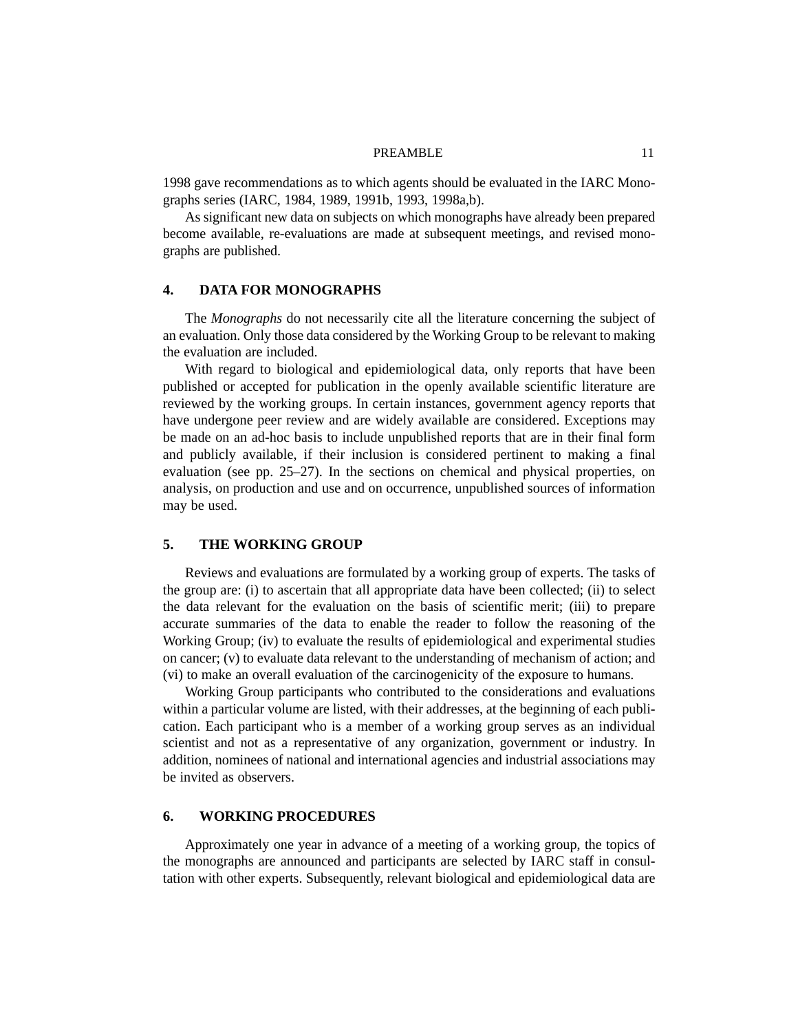1998 gave recommendations as to which agents should be evaluated in the IARC Monographs series (IARC, 1984, 1989, 1991b, 1993, 1998a,b).

As significant new data on subjects on which monographs have already been prepared become available, re-evaluations are made at subsequent meetings, and revised monographs are published.

## 4. DATA FOR MONOGRAPHS

The *Monographs* do not necessarily cite all the literature concerning the subject of an evaluation. Only those data considered by the Working Group to be relevant to making the evaluation are included.

With regard to biological and epidemiological data, only reports that have been published or accepted for publication in the openly available scientific literature are reviewed by the working groups. In certain instances, government agency reports that have undergone peer review and are widely available are considered. Exceptions may be made on an ad-hoc basis to include unpublished reports that are in their final form and publicly available, if their inclusion is considered pertinent to making a final evaluation (see pp. 25–27). In the sections on chemical and physical properties, on analysis, on production and use and on occurrence, unpublished sources of information may be used.

## 5. THE WORKING GROUP

Reviews and evaluations are formulated by a working group of experts. The tasks of the group are: (i) to ascertain that all appropriate data have been collected; (ii) to select the data relevant for the evaluation on the basis of scientific merit; (iii) to prepare accurate summaries of the data to enable the reader to follow the reasoning of the Working Group; (iv) to evaluate the results of epidemiological and experimental studies on cancer; (v) to evaluate data relevant to the understanding of mechanism of action; and (vi) to make an overall evaluation of the carcinogenicity of the exposure to humans.

Working Group participants who contributed to the considerations and evaluations within a particular volume are listed, with their addresses, at the beginning of each publication. Each participant who is a member of a working group serves as an individual scientist and not as a representative of any organization, government or industry. In addition, nominees of national and international agencies and industrial associations may be invited as observers.

## 6. WORKING PROCEDURES

Approximately one year in advance of a meeting of a working group, the topics of the monographs are announced and participants are selected by IARC staff in consultation with other experts. Subsequently, relevant biological and epidemiological data are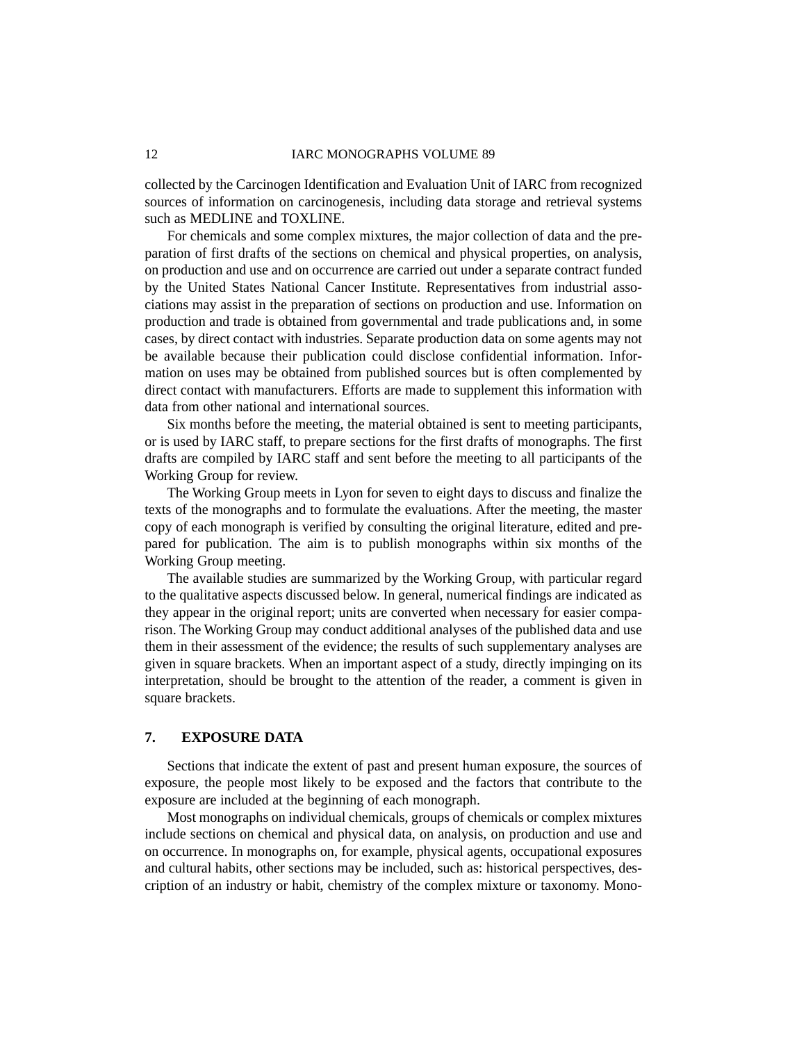collected by the Carcinogen Identification and Evaluation Unit of IARC from recognized sources of information on carcinogenesis, including data storage and retrieval systems such as MEDLINE and TOXLINE.

For chemicals and some complex mixtures, the major collection of data and the preparation of first drafts of the sections on chemical and physical properties, on analysis, on production and use and on occurrence are carried out under a separate contract funded by the United States National Cancer Institute. Representatives from industrial associations may assist in the preparation of sections on production and use. Information on production and trade is obtained from governmental and trade publications and, in some cases, by direct contact with industries. Separate production data on some agents may not be available because their publication could disclose confidential information. Information on uses may be obtained from published sources but is often complemented by direct contact with manufacturers. Efforts are made to supplement this information with data from other national and international sources.

Six months before the meeting, the material obtained is sent to meeting participants, or is used by IARC staff, to prepare sections for the first drafts of monographs. The first drafts are compiled by IARC staff and sent before the meeting to all participants of the Working Group for review.

The Working Group meets in Lyon for seven to eight days to discuss and finalize the texts of the monographs and to formulate the evaluations. After the meeting, the master copy of each monograph is verified by consulting the original literature, edited and prepared for publication. The aim is to publish monographs within six months of the Working Group meeting.

The available studies are summarized by the Working Group, with particular regard to the qualitative aspects discussed below. In general, numerical findings are indicated as they appear in the original report; units are converted when necessary for easier comparison. The Working Group may conduct additional analyses of the published data and use them in their assessment of the evidence; the results of such supplementary analyses are given in square brackets. When an important aspect of a study, directly impinging on its interpretation, should be brought to the attention of the reader, a comment is given in square brackets.

## 7. EXPOSURE DATA

Sections that indicate the extent of past and present human exposure, the sources of exposure, the people most likely to be exposed and the factors that contribute to the exposure are included at the beginning of each monograph.

Most monographs on individual chemicals, groups of chemicals or complex mixtures include sections on chemical and physical data, on analysis, on production and use and on occurrence. In monographs on, for example, physical agents, occupational exposures and cultural habits, other sections may be included, such as: historical perspectives, description of an industry or habit, chemistry of the complex mixture or taxonomy. Mono-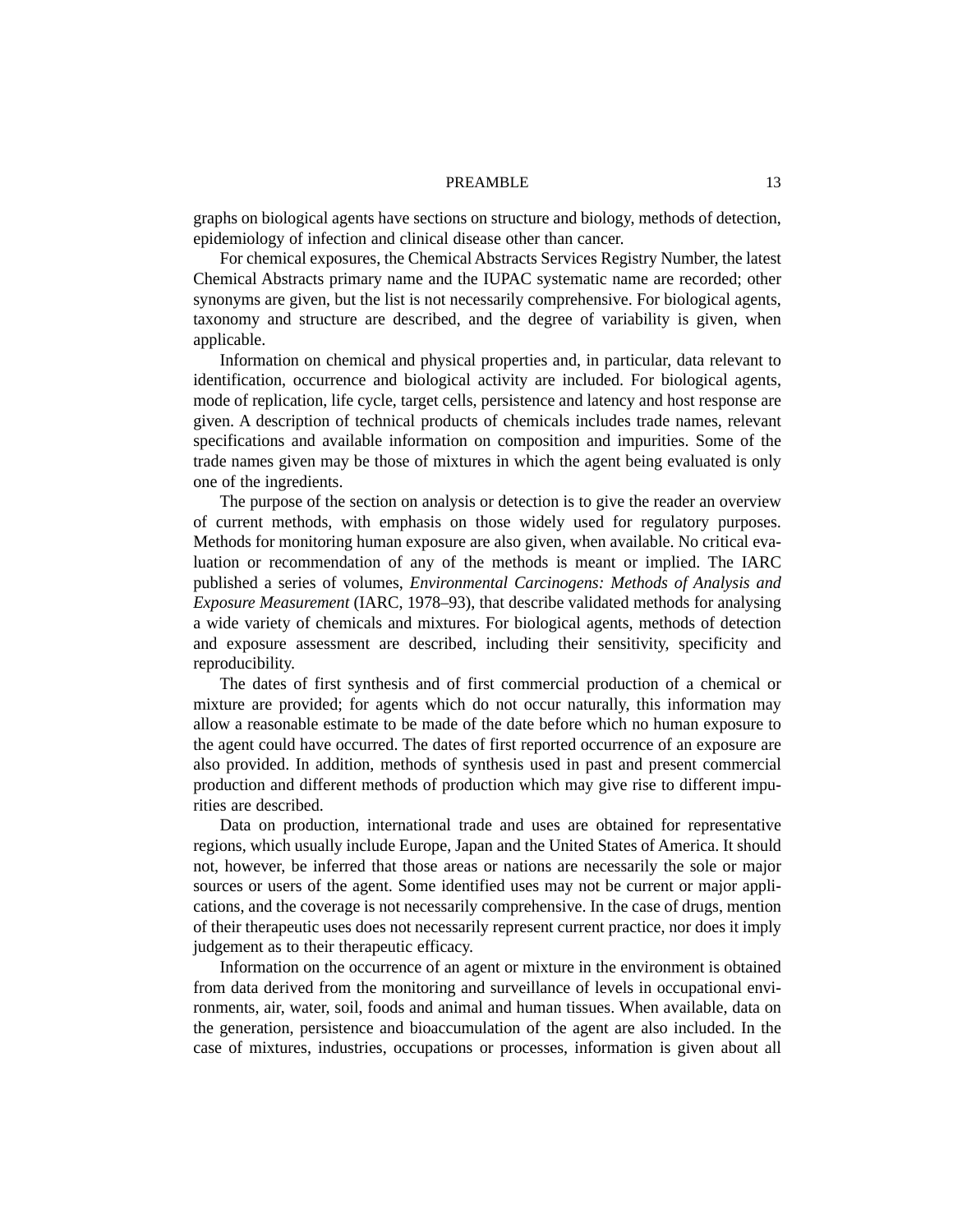graphs on biological agents have sections on structure and biology, methods of detection, epidemiology of infection and clinical disease other than cancer.

For chemical exposures, the Chemical Abstracts Services Registry Number, the latest Chemical Abstracts primary name and the IUPAC systematic name are recorded; other synonyms are given, but the list is not necessarily comprehensive. For biological agents, taxonomy and structure are described, and the degree of variability is given, when applicable.

Information on chemical and physical properties and, in particular, data relevant to identification, occurrence and biological activity are included. For biological agents, mode of replication, life cycle, target cells, persistence and latency and host response are given. A description of technical products of chemicals includes trade names, relevant specifications and available information on composition and impurities. Some of the trade names given may be those of mixtures in which the agent being evaluated is only one of the ingredients.

The purpose of the section on analysis or detection is to give the reader an overview of current methods, with emphasis on those widely used for regulatory purposes. Methods for monitoring human exposure are also given, when available. No critical evaluation or recommendation of any of the methods is meant or implied. The IARC published a series of volumes, *Environmental Carcinogens: Methods of Analysis and Exposure Measurement* (IARC, 1978–93), that describe validated methods for analysing a wide variety of chemicals and mixtures. For biological agents, methods of detection and exposure assessment are described, including their sensitivity, specificity and reproducibility.

The dates of first synthesis and of first commercial production of a chemical or mixture are provided; for agents which do not occur naturally, this information may allow a reasonable estimate to be made of the date before which no human exposure to the agent could have occurred. The dates of first reported occurrence of an exposure are also provided. In addition, methods of synthesis used in past and present commercial production and different methods of production which may give rise to different impurities are described.

Data on production, international trade and uses are obtained for representative regions, which usually include Europe, Japan and the United States of America. It should not, however, be inferred that those areas or nations are necessarily the sole or major sources or users of the agent. Some identified uses may not be current or major applications, and the coverage is not necessarily comprehensive. In the case of drugs, mention of their therapeutic uses does not necessarily represent current practice, nor does it imply judgement as to their therapeutic efficacy.

Information on the occurrence of an agent or mixture in the environment is obtained from data derived from the monitoring and surveillance of levels in occupational environments, air, water, soil, foods and animal and human tissues. When available, data on the generation, persistence and bioaccumulation of the agent are also included. In the case of mixtures, industries, occupations or processes, information is given about all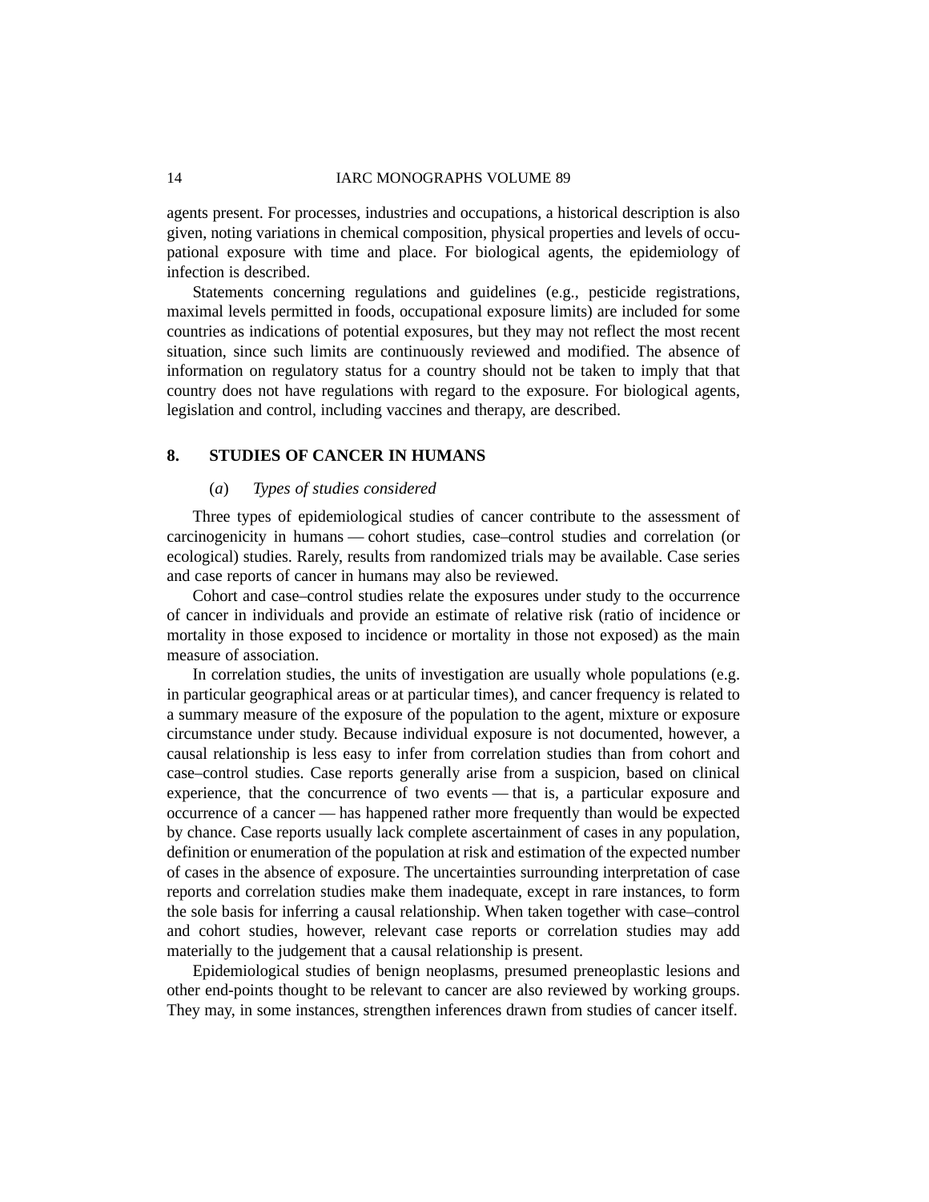agents present. For processes, industries and occupations, a historical description is also given, noting variations in chemical composition, physical properties and levels of occupational exposure with time and place. For biological agents, the epidemiology of infection is described.

Statements concerning regulations and guidelines (e.g., pesticide registrations, maximal levels permitted in foods, occupational exposure limits) are included for some countries as indications of potential exposures, but they may not reflect the most recent situation, since such limits are continuously reviewed and modified. The absence of information on regulatory status for a country should not be taken to imply that that country does not have regulations with regard to the exposure. For biological agents, legislation and control, including vaccines and therapy, are described.

## 8. STUDIES OF CANCER IN HUMANS

### (*a*) *Types of studies considered*

Three types of epidemiological studies of cancer contribute to the assessment of carcinogenicity in humans — cohort studies, case–control studies and correlation (or ecological) studies. Rarely, results from randomized trials may be available. Case series and case reports of cancer in humans may also be reviewed.

Cohort and case–control studies relate the exposures under study to the occurrence of cancer in individuals and provide an estimate of relative risk (ratio of incidence or mortality in those exposed to incidence or mortality in those not exposed) as the main measure of association.

In correlation studies, the units of investigation are usually whole populations (e.g. in particular geographical areas or at particular times), and cancer frequency is related to a summary measure of the exposure of the population to the agent, mixture or exposure circumstance under study. Because individual exposure is not documented, however, a causal relationship is less easy to infer from correlation studies than from cohort and case–control studies. Case reports generally arise from a suspicion, based on clinical experience, that the concurrence of two events — that is, a particular exposure and occurrence of a cancer — has happened rather more frequently than would be expected by chance. Case reports usually lack complete ascertainment of cases in any population, definition or enumeration of the population at risk and estimation of the expected number of cases in the absence of exposure. The uncertainties surrounding interpretation of case reports and correlation studies make them inadequate, except in rare instances, to form the sole basis for inferring a causal relationship. When taken together with case–control and cohort studies, however, relevant case reports or correlation studies may add materially to the judgement that a causal relationship is present.

Epidemiological studies of benign neoplasms, presumed preneoplastic lesions and other end-points thought to be relevant to cancer are also reviewed by working groups. They may, in some instances, strengthen inferences drawn from studies of cancer itself.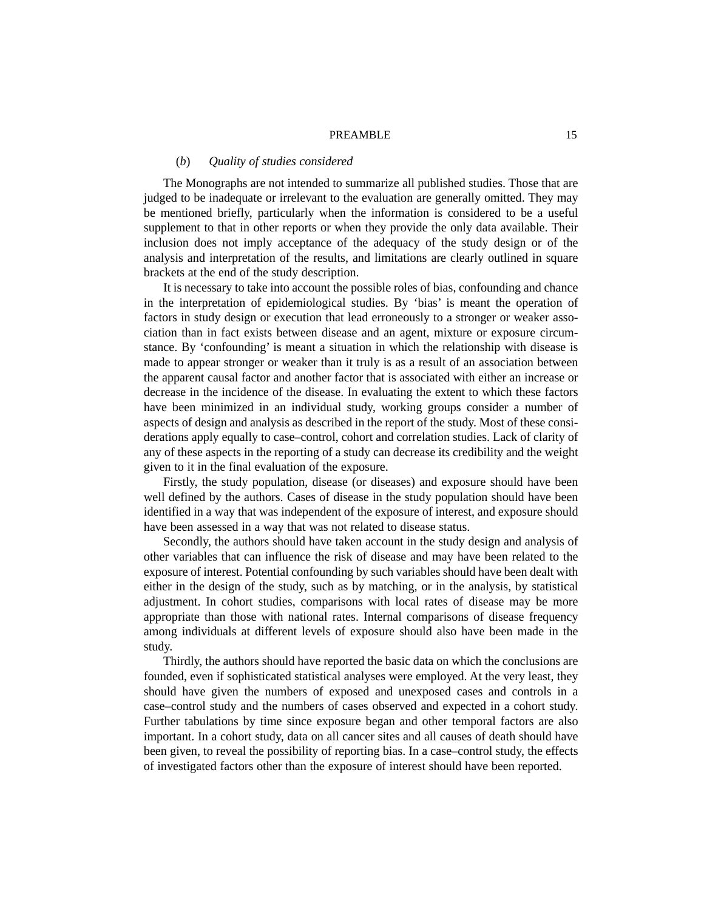### (*b*) *Quality of studies considered*

The Monographs are not intended to summarize all published studies. Those that are judged to be inadequate or irrelevant to the evaluation are generally omitted. They may be mentioned briefly, particularly when the information is considered to be a useful supplement to that in other reports or when they provide the only data available. Their inclusion does not imply acceptance of the adequacy of the study design or of the analysis and interpretation of the results, and limitations are clearly outlined in square brackets at the end of the study description.

It is necessary to take into account the possible roles of bias, confounding and chance in the interpretation of epidemiological studies. By 'bias' is meant the operation of factors in study design or execution that lead erroneously to a stronger or weaker association than in fact exists between disease and an agent, mixture or exposure circumstance. By 'confounding' is meant a situation in which the relationship with disease is made to appear stronger or weaker than it truly is as a result of an association between the apparent causal factor and another factor that is associated with either an increase or decrease in the incidence of the disease. In evaluating the extent to which these factors have been minimized in an individual study, working groups consider a number of aspects of design and analysis as described in the report of the study. Most of these considerations apply equally to case–control, cohort and correlation studies. Lack of clarity of any of these aspects in the reporting of a study can decrease its credibility and the weight given to it in the final evaluation of the exposure.

Firstly, the study population, disease (or diseases) and exposure should have been well defined by the authors. Cases of disease in the study population should have been identified in a way that was independent of the exposure of interest, and exposure should have been assessed in a way that was not related to disease status.

Secondly, the authors should have taken account in the study design and analysis of other variables that can influence the risk of disease and may have been related to the exposure of interest. Potential confounding by such variables should have been dealt with either in the design of the study, such as by matching, or in the analysis, by statistical adjustment. In cohort studies, comparisons with local rates of disease may be more appropriate than those with national rates. Internal comparisons of disease frequency among individuals at different levels of exposure should also have been made in the study.

Thirdly, the authors should have reported the basic data on which the conclusions are founded, even if sophisticated statistical analyses were employed. At the very least, they should have given the numbers of exposed and unexposed cases and controls in a case–control study and the numbers of cases observed and expected in a cohort study. Further tabulations by time since exposure began and other temporal factors are also important. In a cohort study, data on all cancer sites and all causes of death should have been given, to reveal the possibility of reporting bias. In a case–control study, the effects of investigated factors other than the exposure of interest should have been reported.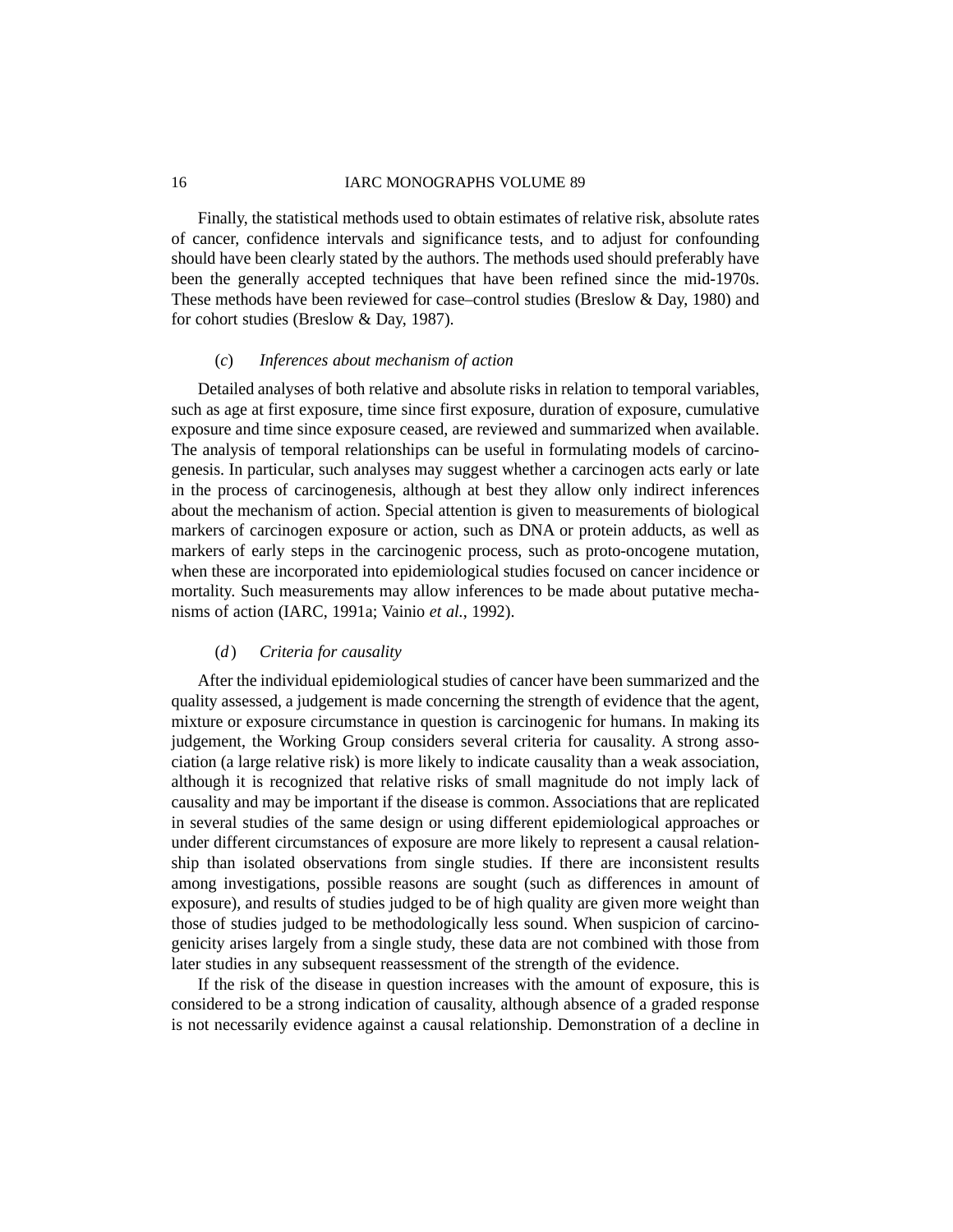Finally, the statistical methods used to obtain estimates of relative risk, absolute rates of cancer, confidence intervals and significance tests, and to adjust for confounding should have been clearly stated by the authors. The methods used should preferably have been the generally accepted techniques that have been refined since the mid-1970s. These methods have been reviewed for case–control studies (Breslow & Day, 1980) and for cohort studies (Breslow & Day, 1987).

### (*c*) *Inferences about mechanism of action*

Detailed analyses of both relative and absolute risks in relation to temporal variables, such as age at first exposure, time since first exposure, duration of exposure, cumulative exposure and time since exposure ceased, are reviewed and summarized when available. The analysis of temporal relationships can be useful in formulating models of carcinogenesis. In particular, such analyses may suggest whether a carcinogen acts early or late in the process of carcinogenesis, although at best they allow only indirect inferences about the mechanism of action. Special attention is given to measurements of biological markers of carcinogen exposure or action, such as DNA or protein adducts, as well as markers of early steps in the carcinogenic process, such as proto-oncogene mutation, when these are incorporated into epidemiological studies focused on cancer incidence or mortality. Such measurements may allow inferences to be made about putative mechanisms of action (IARC, 1991a; Vainio *et al.*, 1992).

### (*d*) *Criteria for causality*

After the individual epidemiological studies of cancer have been summarized and the quality assessed, a judgement is made concerning the strength of evidence that the agent, mixture or exposure circumstance in question is carcinogenic for humans. In making its judgement, the Working Group considers several criteria for causality. A strong association (a large relative risk) is more likely to indicate causality than a weak association, although it is recognized that relative risks of small magnitude do not imply lack of causality and may be important if the disease is common. Associations that are replicated in several studies of the same design or using different epidemiological approaches or under different circumstances of exposure are more likely to represent a causal relationship than isolated observations from single studies. If there are inconsistent results among investigations, possible reasons are sought (such as differences in amount of exposure), and results of studies judged to be of high quality are given more weight than those of studies judged to be methodologically less sound. When suspicion of carcinogenicity arises largely from a single study, these data are not combined with those from later studies in any subsequent reassessment of the strength of the evidence.

If the risk of the disease in question increases with the amount of exposure, this is considered to be a strong indication of causality, although absence of a graded response is not necessarily evidence against a causal relationship. Demonstration of a decline in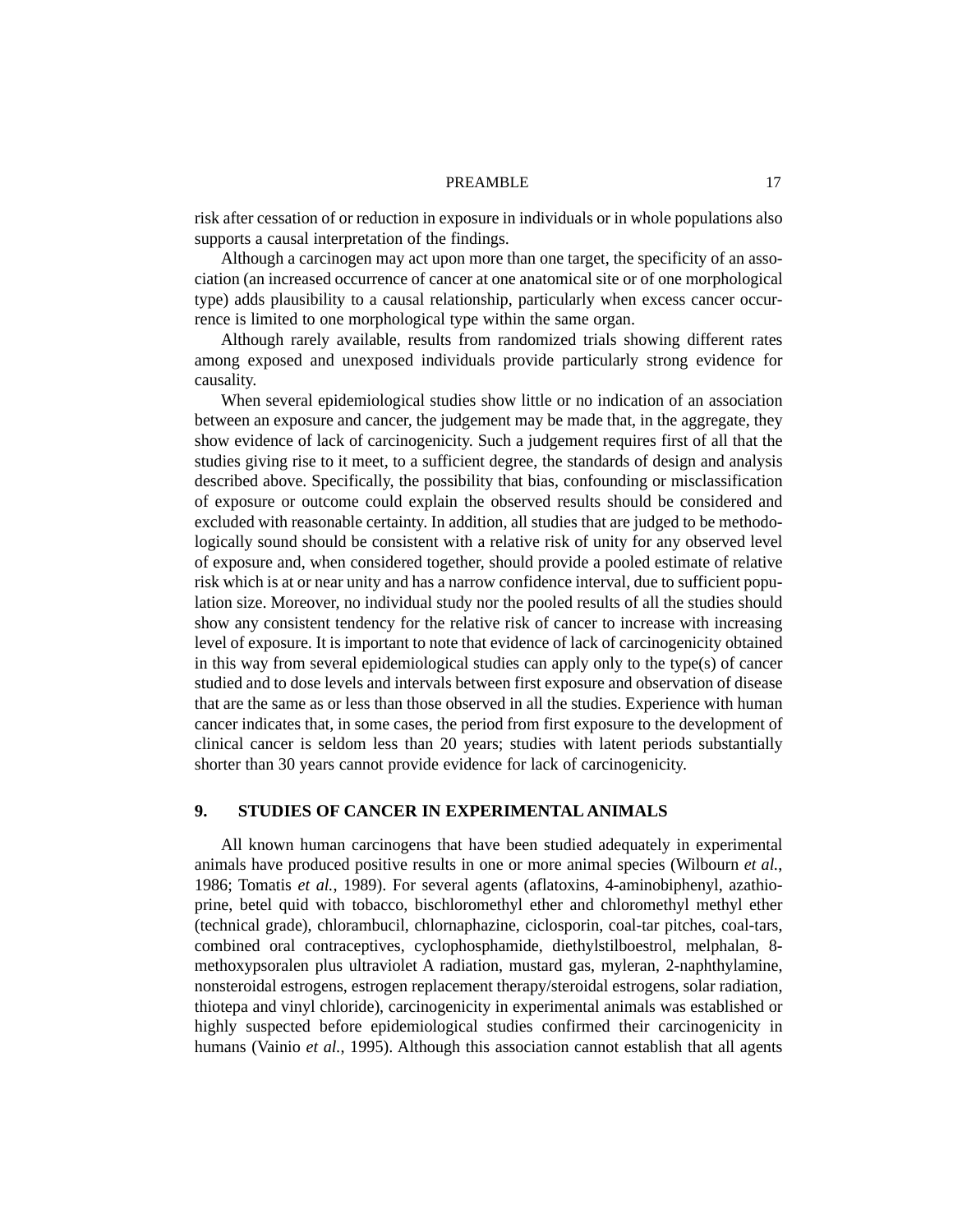risk after cessation of or reduction in exposure in individuals or in whole populations also supports a causal interpretation of the findings.

Although a carcinogen may act upon more than one target, the specificity of an association (an increased occurrence of cancer at one anatomical site or of one morphological type) adds plausibility to a causal relationship, particularly when excess cancer occurrence is limited to one morphological type within the same organ.

Although rarely available, results from randomized trials showing different rates among exposed and unexposed individuals provide particularly strong evidence for causality.

When several epidemiological studies show little or no indication of an association between an exposure and cancer, the judgement may be made that, in the aggregate, they show evidence of lack of carcinogenicity. Such a judgement requires first of all that the studies giving rise to it meet, to a sufficient degree, the standards of design and analysis described above. Specifically, the possibility that bias, confounding or misclassification of exposure or outcome could explain the observed results should be considered and excluded with reasonable certainty. In addition, all studies that are judged to be methodologically sound should be consistent with a relative risk of unity for any observed level of exposure and, when considered together, should provide a pooled estimate of relative risk which is at or near unity and has a narrow confidence interval, due to sufficient population size. Moreover, no individual study nor the pooled results of all the studies should show any consistent tendency for the relative risk of cancer to increase with increasing level of exposure. It is important to note that evidence of lack of carcinogenicity obtained in this way from several epidemiological studies can apply only to the type(s) of cancer studied and to dose levels and intervals between first exposure and observation of disease that are the same as or less than those observed in all the studies. Experience with human cancer indicates that, in some cases, the period from first exposure to the development of clinical cancer is seldom less than 20 years; studies with latent periods substantially shorter than 30 years cannot provide evidence for lack of carcinogenicity.

## 9. STUDIES OF CANCER IN EXPERIMENTAL ANIMALS

All known human carcinogens that have been studied adequately in experimental animals have produced positive results in one or more animal species (Wilbourn *et al.*, 1986; Tomatis *et al.*, 1989). For several agents (aflatoxins, 4-aminobiphenyl, azathioprine, betel quid with tobacco, bischloromethyl ether and chloromethyl methyl ether (technical grade), chlorambucil, chlornaphazine, ciclosporin, coal-tar pitches, coal-tars, combined oral contraceptives, cyclophosphamide, diethylstilboestrol, melphalan, 8-methoxypsoralen plus ultraviolet A radiation, mustard gas, myleran, 2-naphthylamine, nonsteroidal estrogens, estrogen replacement therapy/steroidal estrogens, solar radiation, thiotepa and vinyl chloride), carcinogenicity in experimental animals was established or highly suspected before epidemiological studies confirmed their carcinogenicity in humans (Vainio *et al.*, 1995). Although this association cannot establish that all agents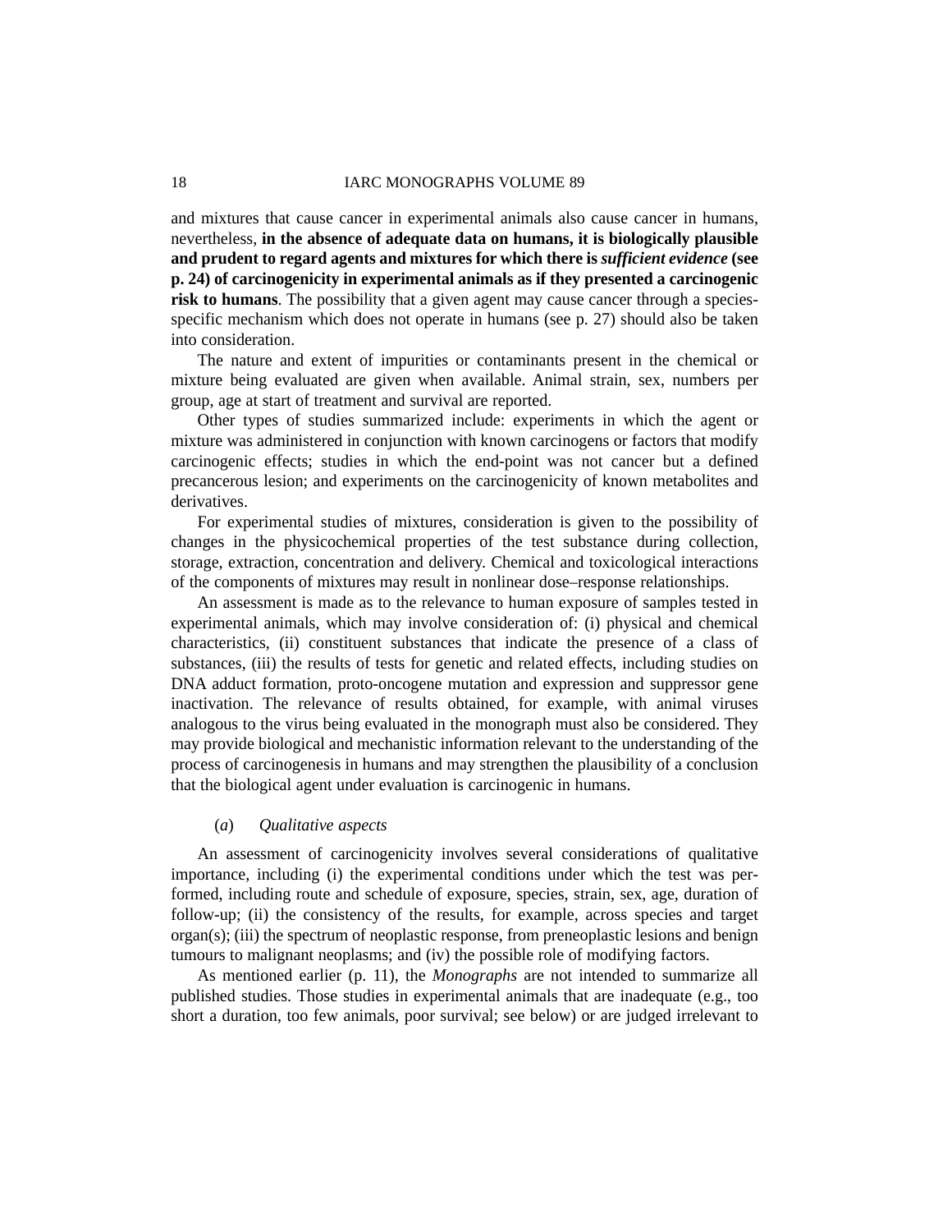and mixtures that cause cancer in experimental animals also cause cancer in humans, nevertheless, **in the absence of adequate data on humans, it is biologically plausible and prudent to regard agents and mixtures for which there is *sufficient evidence* (see p. 24) of carcinogenicity in experimental animals as if they presented a carcinogenic risk to humans**. The possibility that a given agent may cause cancer through a species-specific mechanism which does not operate in humans (see p. 27) should also be taken into consideration.

The nature and extent of impurities or contaminants present in the chemical or mixture being evaluated are given when available. Animal strain, sex, numbers per group, age at start of treatment and survival are reported.

Other types of studies summarized include: experiments in which the agent or mixture was administered in conjunction with known carcinogens or factors that modify carcinogenic effects; studies in which the end-point was not cancer but a defined precancerous lesion; and experiments on the carcinogenicity of known metabolites and derivatives.

For experimental studies of mixtures, consideration is given to the possibility of changes in the physicochemical properties of the test substance during collection, storage, extraction, concentration and delivery. Chemical and toxicological interactions of the components of mixtures may result in nonlinear dose–response relationships.

An assessment is made as to the relevance to human exposure of samples tested in experimental animals, which may involve consideration of: (i) physical and chemical characteristics, (ii) constituent substances that indicate the presence of a class of substances, (iii) the results of tests for genetic and related effects, including studies on DNA adduct formation, proto-oncogene mutation and expression and suppressor gene inactivation. The relevance of results obtained, for example, with animal viruses analogous to the virus being evaluated in the monograph must also be considered. They may provide biological and mechanistic information relevant to the understanding of the process of carcinogenesis in humans and may strengthen the plausibility of a conclusion that the biological agent under evaluation is carcinogenic in humans.

#### (*a*) *Qualitative aspects*

An assessment of carcinogenicity involves several considerations of qualitative importance, including (i) the experimental conditions under which the test was performed, including route and schedule of exposure, species, strain, sex, age, duration of follow-up; (ii) the consistency of the results, for example, across species and target organ(s); (iii) the spectrum of neoplastic response, from preneoplastic lesions and benign tumours to malignant neoplasms; and (iv) the possible role of modifying factors.

As mentioned earlier (p. 11), the *Monographs* are not intended to summarize all published studies. Those studies in experimental animals that are inadequate (e.g., too short a duration, too few animals, poor survival; see below) or are judged irrelevant to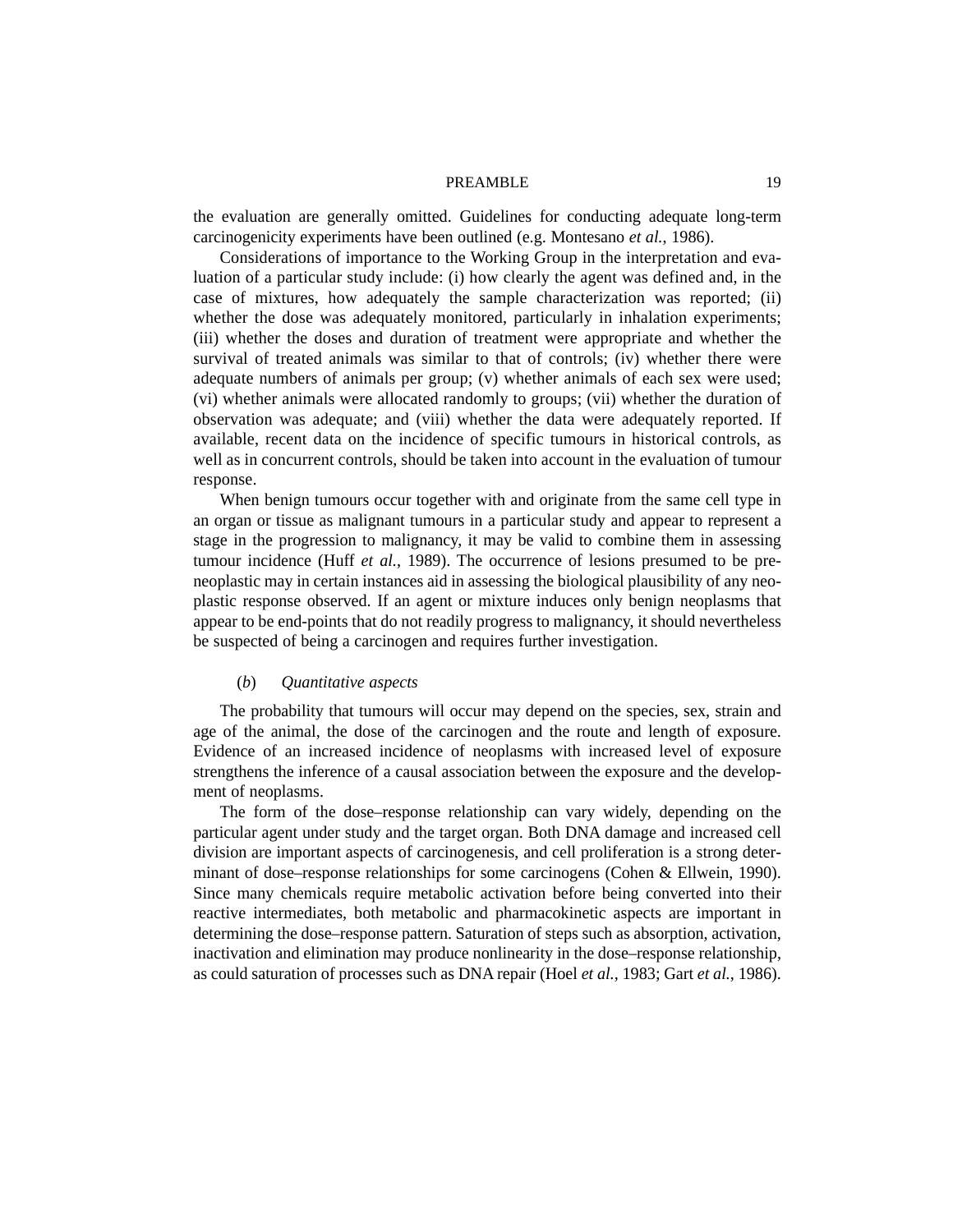the evaluation are generally omitted. Guidelines for conducting adequate long-term carcinogenicity experiments have been outlined (e.g. Montesano *et al.*, 1986).

Considerations of importance to the Working Group in the interpretation and evaluation of a particular study include: (i) how clearly the agent was defined and, in the case of mixtures, how adequately the sample characterization was reported; (ii) whether the dose was adequately monitored, particularly in inhalation experiments; (iii) whether the doses and duration of treatment were appropriate and whether the survival of treated animals was similar to that of controls; (iv) whether there were adequate numbers of animals per group; (v) whether animals of each sex were used; (vi) whether animals were allocated randomly to groups; (vii) whether the duration of observation was adequate; and (viii) whether the data were adequately reported. If available, recent data on the incidence of specific tumours in historical controls, as well as in concurrent controls, should be taken into account in the evaluation of tumour response.

When benign tumours occur together with and originate from the same cell type in an organ or tissue as malignant tumours in a particular study and appear to represent a stage in the progression to malignancy, it may be valid to combine them in assessing tumour incidence (Huff *et al.*, 1989). The occurrence of lesions presumed to be preneoplastic may in certain instances aid in assessing the biological plausibility of any neoplastic response observed. If an agent or mixture induces only benign neoplasms that appear to be end-points that do not readily progress to malignancy, it should nevertheless be suspected of being a carcinogen and requires further investigation.

(*b*) *Quantitative aspects*

The probability that tumours will occur may depend on the species, sex, strain and age of the animal, the dose of the carcinogen and the route and length of exposure. Evidence of an increased incidence of neoplasms with increased level of exposure strengthens the inference of a causal association between the exposure and the development of neoplasms.

The form of the dose–response relationship can vary widely, depending on the particular agent under study and the target organ. Both DNA damage and increased cell division are important aspects of carcinogenesis, and cell proliferation is a strong determinant of dose–response relationships for some carcinogens (Cohen & Ellwein, 1990). Since many chemicals require metabolic activation before being converted into their reactive intermediates, both metabolic and pharmacokinetic aspects are important in determining the dose–response pattern. Saturation of steps such as absorption, activation, inactivation and elimination may produce nonlinearity in the dose–response relationship, as could saturation of processes such as DNA repair (Hoel *et al.*, 1983; Gart *et al.*, 1986).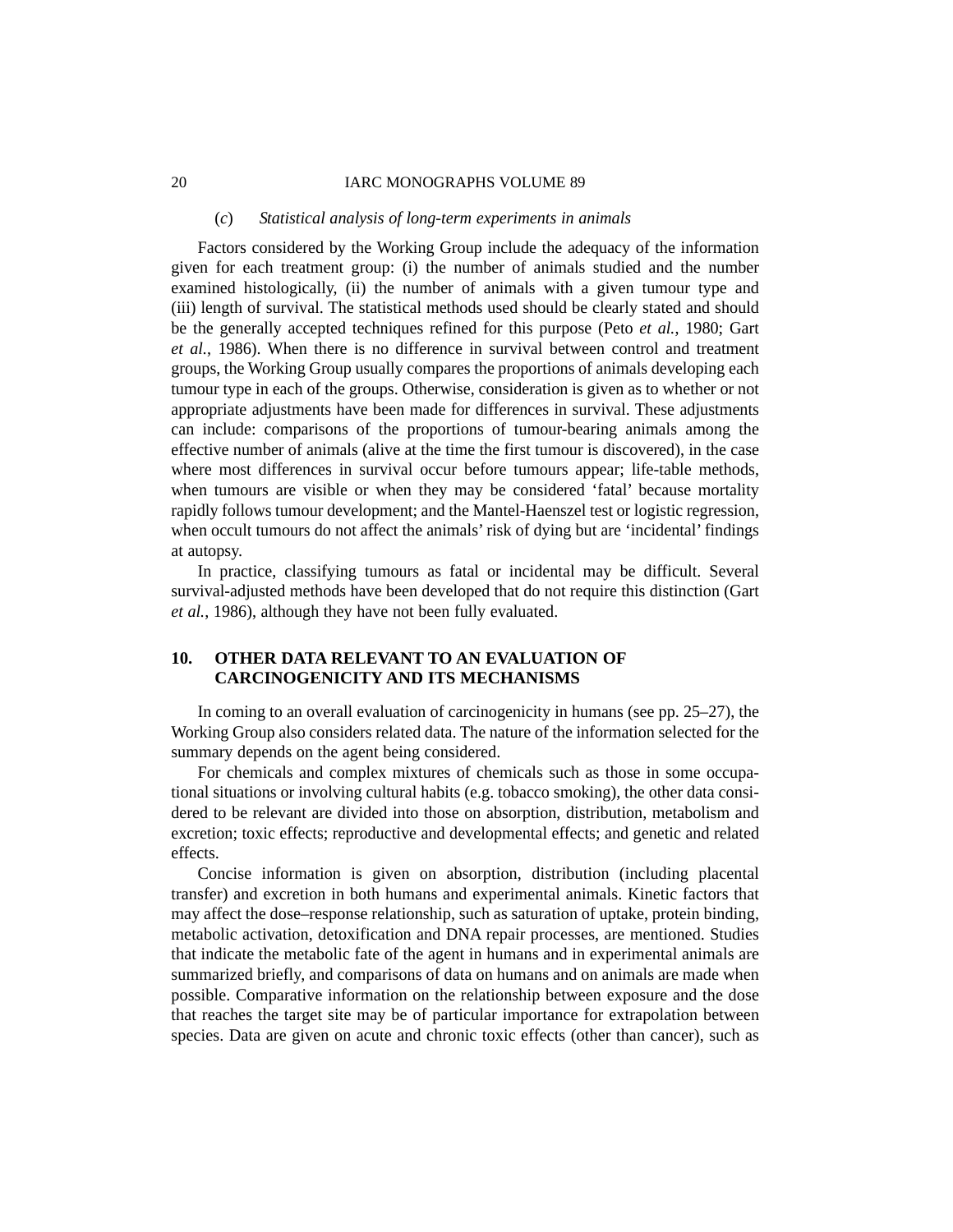### (*c*) *Statistical analysis of long-term experiments in animals*

Factors considered by the Working Group include the adequacy of the information given for each treatment group: (i) the number of animals studied and the number examined histologically, (ii) the number of animals with a given tumour type and (iii) length of survival. The statistical methods used should be clearly stated and should be the generally accepted techniques refined for this purpose (Peto *et al.*, 1980; Gart *et al.*, 1986). When there is no difference in survival between control and treatment groups, the Working Group usually compares the proportions of animals developing each tumour type in each of the groups. Otherwise, consideration is given as to whether or not appropriate adjustments have been made for differences in survival. These adjustments can include: comparisons of the proportions of tumour-bearing animals among the effective number of animals (alive at the time the first tumour is discovered), in the case where most differences in survival occur before tumours appear; life-table methods, when tumours are visible or when they may be considered 'fatal' because mortality rapidly follows tumour development; and the Mantel-Haenszel test or logistic regression, when occult tumours do not affect the animals' risk of dying but are 'incidental' findings at autopsy.

In practice, classifying tumours as fatal or incidental may be difficult. Several survival-adjusted methods have been developed that do not require this distinction (Gart *et al.*, 1986), although they have not been fully evaluated.

## 10. OTHER DATA RELEVANT TO AN EVALUATION OF CARCINOGENICITY AND ITS MECHANISMS

In coming to an overall evaluation of carcinogenicity in humans (see pp. 25–27), the Working Group also considers related data. The nature of the information selected for the summary depends on the agent being considered.

For chemicals and complex mixtures of chemicals such as those in some occupational situations or involving cultural habits (e.g. tobacco smoking), the other data considered to be relevant are divided into those on absorption, distribution, metabolism and excretion; toxic effects; reproductive and developmental effects; and genetic and related effects.

Concise information is given on absorption, distribution (including placental transfer) and excretion in both humans and experimental animals. Kinetic factors that may affect the dose–response relationship, such as saturation of uptake, protein binding, metabolic activation, detoxification and DNA repair processes, are mentioned. Studies that indicate the metabolic fate of the agent in humans and in experimental animals are summarized briefly, and comparisons of data on humans and on animals are made when possible. Comparative information on the relationship between exposure and the dose that reaches the target site may be of particular importance for extrapolation between species. Data are given on acute and chronic toxic effects (other than cancer), such as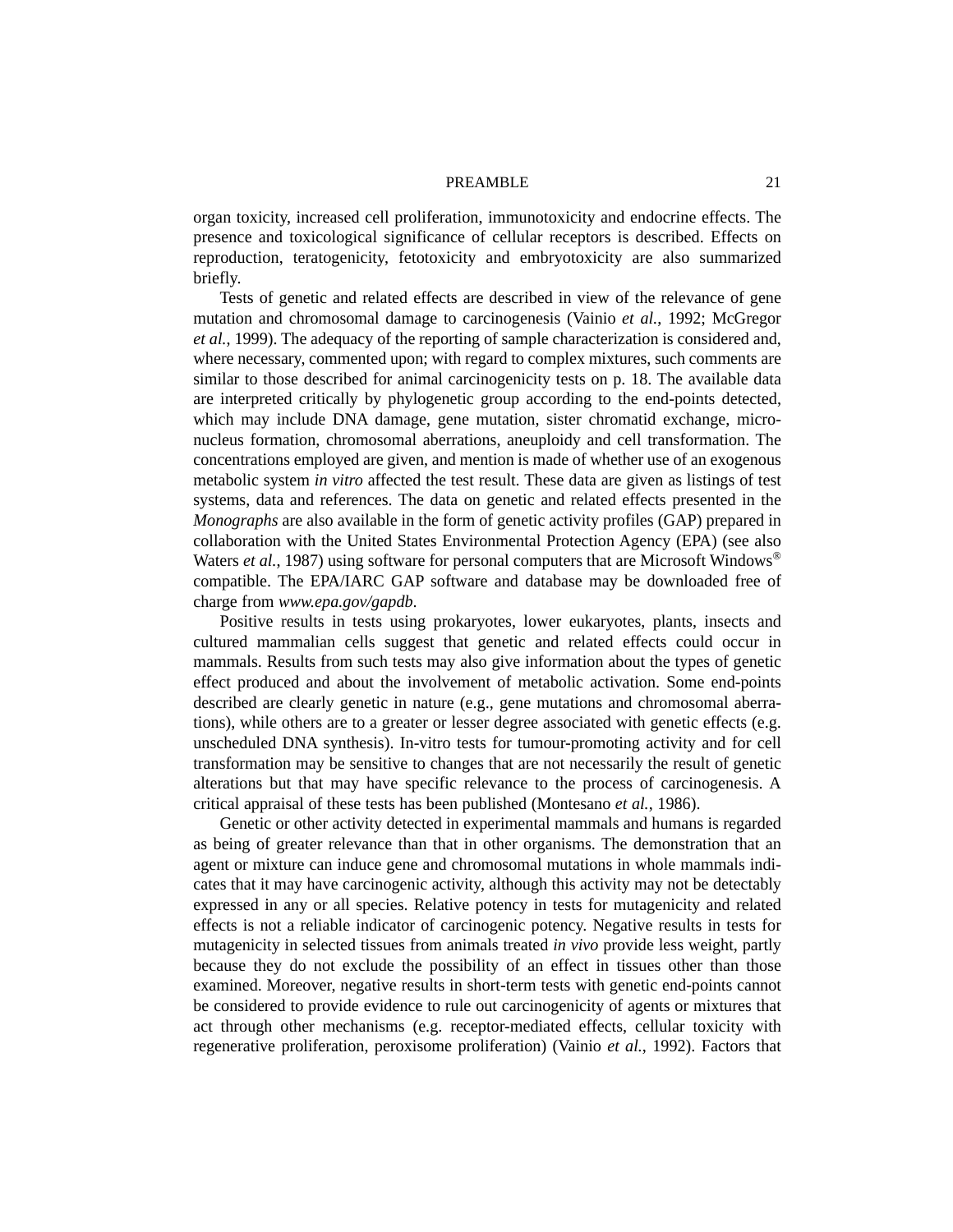organ toxicity, increased cell proliferation, immunotoxicity and endocrine effects. The presence and toxicological significance of cellular receptors is described. Effects on reproduction, teratogenicity, fetotoxicity and embryotoxicity are also summarized briefly.

Tests of genetic and related effects are described in view of the relevance of gene mutation and chromosomal damage to carcinogenesis (Vainio *et al.*, 1992; McGregor *et al.*, 1999). The adequacy of the reporting of sample characterization is considered and, where necessary, commented upon; with regard to complex mixtures, such comments are similar to those described for animal carcinogenicity tests on p. 18. The available data are interpreted critically by phylogenetic group according to the end-points detected, which may include DNA damage, gene mutation, sister chromatid exchange, micronucleus formation, chromosomal aberrations, aneuploidy and cell transformation. The concentrations employed are given, and mention is made of whether use of an exogenous metabolic system *in vitro* affected the test result. These data are given as listings of test systems, data and references. The data on genetic and related effects presented in the *Monographs* are also available in the form of genetic activity profiles (GAP) prepared in collaboration with the United States Environmental Protection Agency (EPA) (see also Waters *et al.*, 1987) using software for personal computers that are Microsoft Windows® compatible. The EPA/IARC GAP software and database may be downloaded free of charge from *www.epa.gov/gapdb*.

Positive results in tests using prokaryotes, lower eukaryotes, plants, insects and cultured mammalian cells suggest that genetic and related effects could occur in mammals. Results from such tests may also give information about the types of genetic effect produced and about the involvement of metabolic activation. Some end-points described are clearly genetic in nature (e.g., gene mutations and chromosomal aberrations), while others are to a greater or lesser degree associated with genetic effects (e.g. unscheduled DNA synthesis). In-vitro tests for tumour-promoting activity and for cell transformation may be sensitive to changes that are not necessarily the result of genetic alterations but that may have specific relevance to the process of carcinogenesis. A critical appraisal of these tests has been published (Montesano *et al.*, 1986).

Genetic or other activity detected in experimental mammals and humans is regarded as being of greater relevance than that in other organisms. The demonstration that an agent or mixture can induce gene and chromosomal mutations in whole mammals indicates that it may have carcinogenic activity, although this activity may not be detectably expressed in any or all species. Relative potency in tests for mutagenicity and related effects is not a reliable indicator of carcinogenic potency. Negative results in tests for mutagenicity in selected tissues from animals treated *in vivo* provide less weight, partly because they do not exclude the possibility of an effect in tissues other than those examined. Moreover, negative results in short-term tests with genetic end-points cannot be considered to provide evidence to rule out carcinogenicity of agents or mixtures that act through other mechanisms (e.g. receptor-mediated effects, cellular toxicity with regenerative proliferation, peroxisome proliferation) (Vainio *et al.*, 1992). Factors that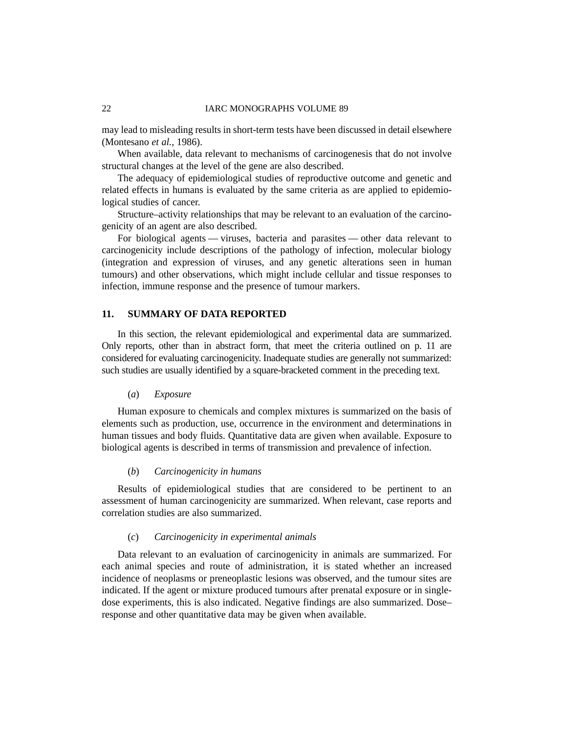may lead to misleading results in short-term tests have been discussed in detail elsewhere (Montesano *et al.*, 1986).

When available, data relevant to mechanisms of carcinogenesis that do not involve structural changes at the level of the gene are also described.

The adequacy of epidemiological studies of reproductive outcome and genetic and related effects in humans is evaluated by the same criteria as are applied to epidemiological studies of cancer.

Structure–activity relationships that may be relevant to an evaluation of the carcinogenicity of an agent are also described.

For biological agents — viruses, bacteria and parasites — other data relevant to carcinogenicity include descriptions of the pathology of infection, molecular biology (integration and expression of viruses, and any genetic alterations seen in human tumours) and other observations, which might include cellular and tissue responses to infection, immune response and the presence of tumour markers.

## 11. SUMMARY OF DATA REPORTED

In this section, the relevant epidemiological and experimental data are summarized. Only reports, other than in abstract form, that meet the criteria outlined on p. 11 are considered for evaluating carcinogenicity. Inadequate studies are generally not summarized: such studies are usually identified by a square-bracketed comment in the preceding text.

### (*a*) *Exposure*

Human exposure to chemicals and complex mixtures is summarized on the basis of elements such as production, use, occurrence in the environment and determinations in human tissues and body fluids. Quantitative data are given when available. Exposure to biological agents is described in terms of transmission and prevalence of infection.

### (*b*) *Carcinogenicity in humans*

Results of epidemiological studies that are considered to be pertinent to an assessment of human carcinogenicity are summarized. When relevant, case reports and correlation studies are also summarized.

### (*c*) *Carcinogenicity in experimental animals*

Data relevant to an evaluation of carcinogenicity in animals are summarized. For each animal species and route of administration, it is stated whether an increased incidence of neoplasms or preneoplastic lesions was observed, and the tumour sites are indicated. If the agent or mixture produced tumours after prenatal exposure or in single-dose experiments, this is also indicated. Negative findings are also summarized. Dose–response and other quantitative data may be given when available.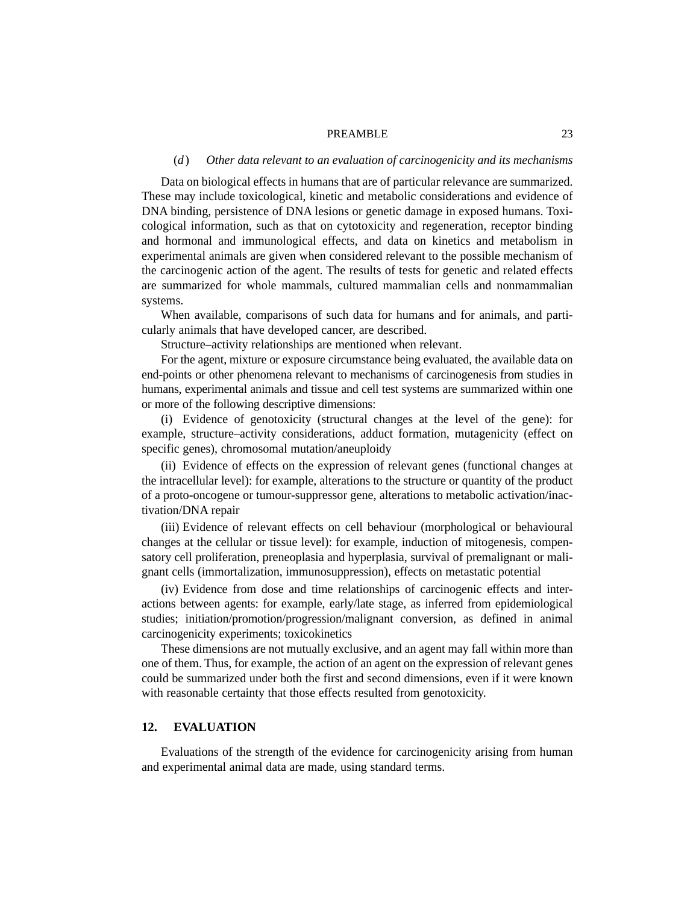### (*d*) *Other data relevant to an evaluation of carcinogenicity and its mechanisms*

Data on biological effects in humans that are of particular relevance are summarized. These may include toxicological, kinetic and metabolic considerations and evidence of DNA binding, persistence of DNA lesions or genetic damage in exposed humans. Toxicological information, such as that on cytotoxicity and regeneration, receptor binding and hormonal and immunological effects, and data on kinetics and metabolism in experimental animals are given when considered relevant to the possible mechanism of the carcinogenic action of the agent. The results of tests for genetic and related effects are summarized for whole mammals, cultured mammalian cells and nonmammalian systems.

When available, comparisons of such data for humans and for animals, and particularly animals that have developed cancer, are described.

Structure–activity relationships are mentioned when relevant.

For the agent, mixture or exposure circumstance being evaluated, the available data on end-points or other phenomena relevant to mechanisms of carcinogenesis from studies in humans, experimental animals and tissue and cell test systems are summarized within one or more of the following descriptive dimensions:

(i) Evidence of genotoxicity (structural changes at the level of the gene): for example, structure–activity considerations, adduct formation, mutagenicity (effect on specific genes), chromosomal mutation/aneuploidy

(ii) Evidence of effects on the expression of relevant genes (functional changes at the intracellular level): for example, alterations to the structure or quantity of the product of a proto-oncogene or tumour-suppressor gene, alterations to metabolic activation/inactivation/DNA repair

(iii) Evidence of relevant effects on cell behaviour (morphological or behavioural changes at the cellular or tissue level): for example, induction of mitogenesis, compensatory cell proliferation, preneoplasia and hyperplasia, survival of premalignant or malignant cells (immortalization, immunosuppression), effects on metastatic potential

(iv) Evidence from dose and time relationships of carcinogenic effects and interactions between agents: for example, early/late stage, as inferred from epidemiological studies; initiation/promotion/progression/malignant conversion, as defined in animal carcinogenicity experiments; toxicokinetics

These dimensions are not mutually exclusive, and an agent may fall within more than one of them. Thus, for example, the action of an agent on the expression of relevant genes could be summarized under both the first and second dimensions, even if it were known with reasonable certainty that those effects resulted from genotoxicity.

## 12. EVALUATION

Evaluations of the strength of the evidence for carcinogenicity arising from human and experimental animal data are made, using standard terms.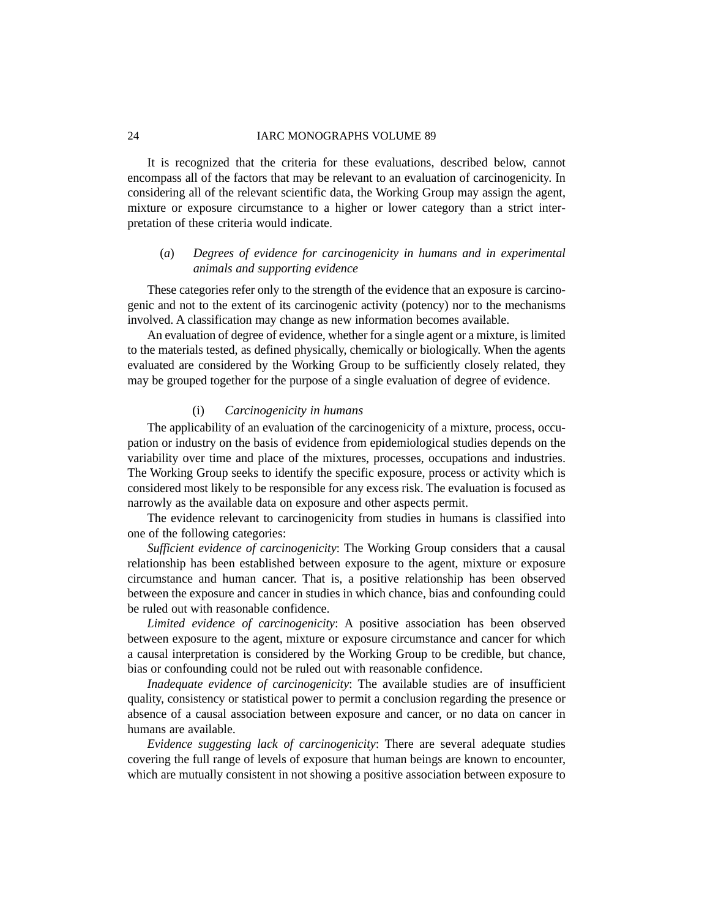It is recognized that the criteria for these evaluations, described below, cannot encompass all of the factors that may be relevant to an evaluation of carcinogenicity. In considering all of the relevant scientific data, the Working Group may assign the agent, mixture or exposure circumstance to a higher or lower category than a strict interpretation of these criteria would indicate.

### (*a*) *Degrees of evidence for carcinogenicity in humans and in experimental animals and supporting evidence*

These categories refer only to the strength of the evidence that an exposure is carcinogenic and not to the extent of its carcinogenic activity (potency) nor to the mechanisms involved. A classification may change as new information becomes available.

An evaluation of degree of evidence, whether for a single agent or a mixture, is limited to the materials tested, as defined physically, chemically or biologically. When the agents evaluated are considered by the Working Group to be sufficiently closely related, they may be grouped together for the purpose of a single evaluation of degree of evidence.

#### (i) *Carcinogenicity in humans*

The applicability of an evaluation of the carcinogenicity of a mixture, process, occupation or industry on the basis of evidence from epidemiological studies depends on the variability over time and place of the mixtures, processes, occupations and industries. The Working Group seeks to identify the specific exposure, process or activity which is considered most likely to be responsible for any excess risk. The evaluation is focused as narrowly as the available data on exposure and other aspects permit.

The evidence relevant to carcinogenicity from studies in humans is classified into one of the following categories:

*Sufficient evidence of carcinogenicity*: The Working Group considers that a causal relationship has been established between exposure to the agent, mixture or exposure circumstance and human cancer. That is, a positive relationship has been observed between the exposure and cancer in studies in which chance, bias and confounding could be ruled out with reasonable confidence.

*Limited evidence of carcinogenicity*: A positive association has been observed between exposure to the agent, mixture or exposure circumstance and cancer for which a causal interpretation is considered by the Working Group to be credible, but chance, bias or confounding could not be ruled out with reasonable confidence.

*Inadequate evidence of carcinogenicity*: The available studies are of insufficient quality, consistency or statistical power to permit a conclusion regarding the presence or absence of a causal association between exposure and cancer, or no data on cancer in humans are available.

*Evidence suggesting lack of carcinogenicity*: There are several adequate studies covering the full range of levels of exposure that human beings are known to encounter, which are mutually consistent in not showing a positive association between exposure to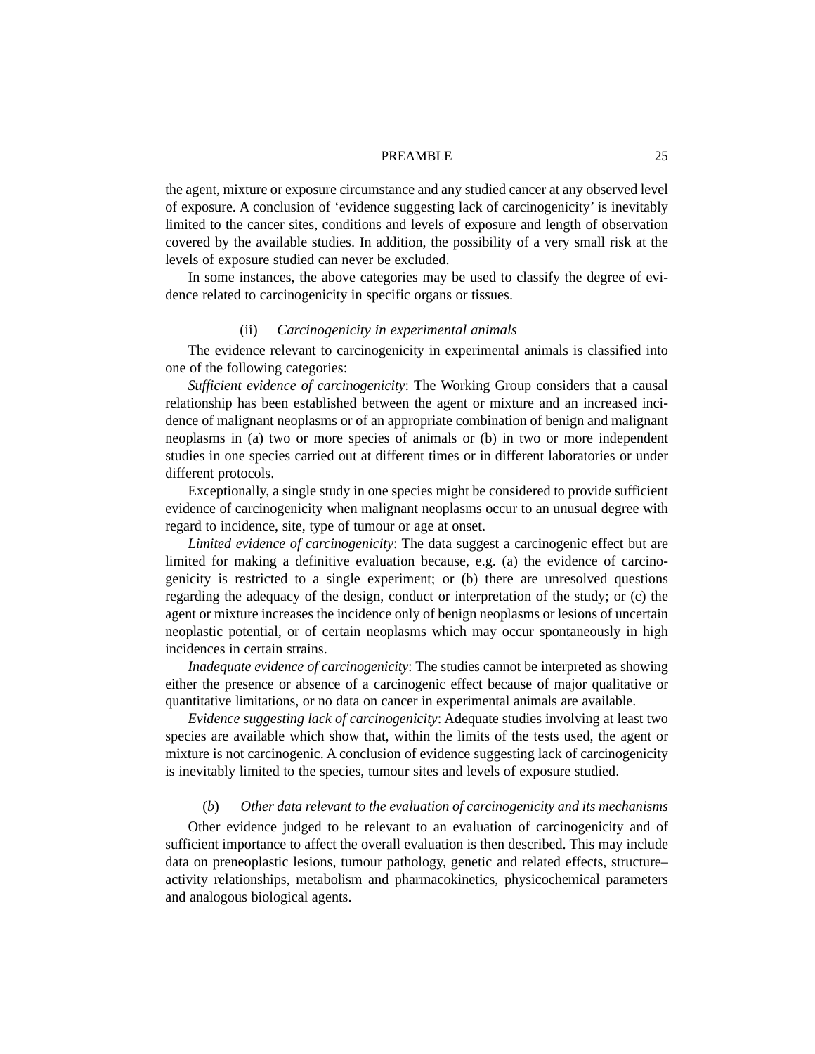the agent, mixture or exposure circumstance and any studied cancer at any observed level of exposure. A conclusion of 'evidence suggesting lack of carcinogenicity' is inevitably limited to the cancer sites, conditions and levels of exposure and length of observation covered by the available studies. In addition, the possibility of a very small risk at the levels of exposure studied can never be excluded.

In some instances, the above categories may be used to classify the degree of evidence related to carcinogenicity in specific organs or tissues.

#### (ii) *Carcinogenicity in experimental animals*

The evidence relevant to carcinogenicity in experimental animals is classified into one of the following categories:

*Sufficient evidence of carcinogenicity*: The Working Group considers that a causal relationship has been established between the agent or mixture and an increased incidence of malignant neoplasms or of an appropriate combination of benign and malignant neoplasms in (a) two or more species of animals or (b) in two or more independent studies in one species carried out at different times or in different laboratories or under different protocols.

Exceptionally, a single study in one species might be considered to provide sufficient evidence of carcinogenicity when malignant neoplasms occur to an unusual degree with regard to incidence, site, type of tumour or age at onset.

*Limited evidence of carcinogenicity*: The data suggest a carcinogenic effect but are limited for making a definitive evaluation because, e.g. (a) the evidence of carcinogenicity is restricted to a single experiment; or (b) there are unresolved questions regarding the adequacy of the design, conduct or interpretation of the study; or (c) the agent or mixture increases the incidence only of benign neoplasms or lesions of uncertain neoplastic potential, or of certain neoplasms which may occur spontaneously in high incidences in certain strains.

*Inadequate evidence of carcinogenicity*: The studies cannot be interpreted as showing either the presence or absence of a carcinogenic effect because of major qualitative or quantitative limitations, or no data on cancer in experimental animals are available.

*Evidence suggesting lack of carcinogenicity*: Adequate studies involving at least two species are available which show that, within the limits of the tests used, the agent or mixture is not carcinogenic. A conclusion of evidence suggesting lack of carcinogenicity is inevitably limited to the species, tumour sites and levels of exposure studied.

### (*b*) *Other data relevant to the evaluation of carcinogenicity and its mechanisms*

Other evidence judged to be relevant to an evaluation of carcinogenicity and of sufficient importance to affect the overall evaluation is then described. This may include data on preneoplastic lesions, tumour pathology, genetic and related effects, structure–activity relationships, metabolism and pharmacokinetics, physicochemical parameters and analogous biological agents.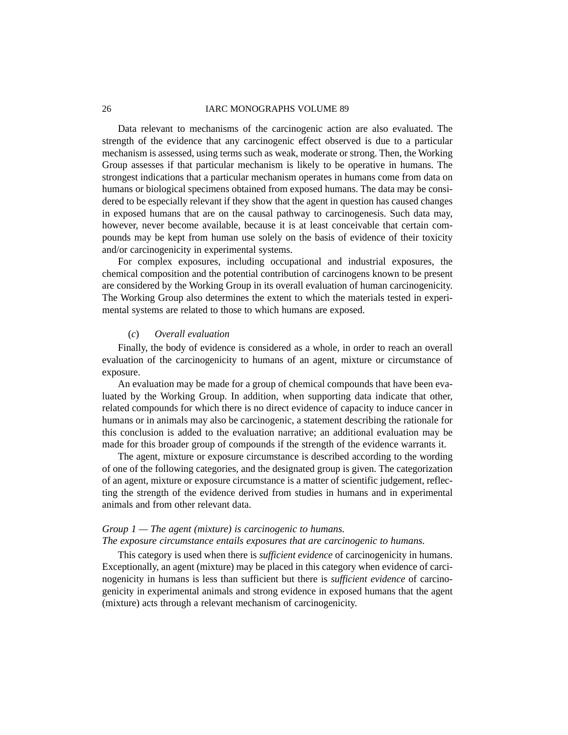Data relevant to mechanisms of the carcinogenic action are also evaluated. The strength of the evidence that any carcinogenic effect observed is due to a particular mechanism is assessed, using terms such as weak, moderate or strong. Then, the Working Group assesses if that particular mechanism is likely to be operative in humans. The strongest indications that a particular mechanism operates in humans come from data on humans or biological specimens obtained from exposed humans. The data may be considered to be especially relevant if they show that the agent in question has caused changes in exposed humans that are on the causal pathway to carcinogenesis. Such data may, however, never become available, because it is at least conceivable that certain compounds may be kept from human use solely on the basis of evidence of their toxicity and/or carcinogenicity in experimental systems.

For complex exposures, including occupational and industrial exposures, the chemical composition and the potential contribution of carcinogens known to be present are considered by the Working Group in its overall evaluation of human carcinogenicity. The Working Group also determines the extent to which the materials tested in experimental systems are related to those to which humans are exposed.

### (*c*) *Overall evaluation*

Finally, the body of evidence is considered as a whole, in order to reach an overall evaluation of the carcinogenicity to humans of an agent, mixture or circumstance of exposure.

An evaluation may be made for a group of chemical compounds that have been evaluated by the Working Group. In addition, when supporting data indicate that other, related compounds for which there is no direct evidence of capacity to induce cancer in humans or in animals may also be carcinogenic, a statement describing the rationale for this conclusion is added to the evaluation narrative; an additional evaluation may be made for this broader group of compounds if the strength of the evidence warrants it.

The agent, mixture or exposure circumstance is described according to the wording of one of the following categories, and the designated group is given. The categorization of an agent, mixture or exposure circumstance is a matter of scientific judgement, reflecting the strength of the evidence derived from studies in humans and in experimental animals and from other relevant data.

*Group 1 — The agent (mixture) is carcinogenic to humans.*
*The exposure circumstance entails exposures that are carcinogenic to humans.*

This category is used when there is *sufficient evidence* of carcinogenicity in humans. Exceptionally, an agent (mixture) may be placed in this category when evidence of carcinogenicity in humans is less than sufficient but there is *sufficient evidence* of carcinogenicity in experimental animals and strong evidence in exposed humans that the agent (mixture) acts through a relevant mechanism of carcinogenicity.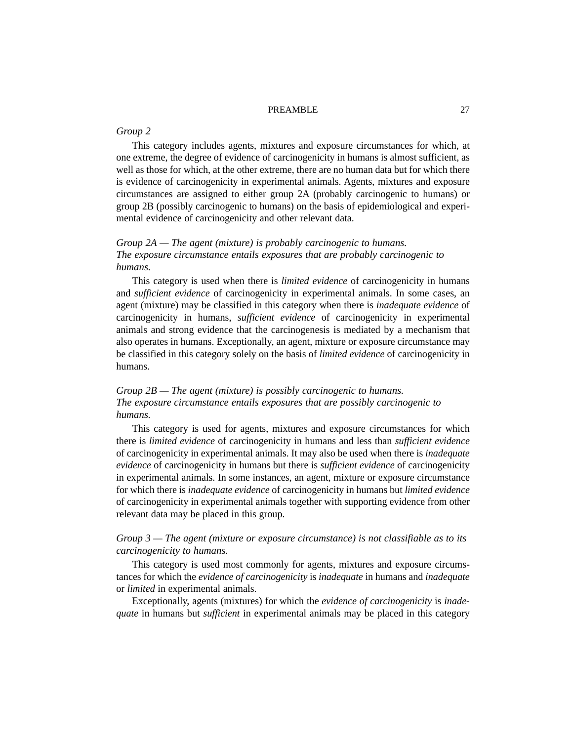*Group 2*

This category includes agents, mixtures and exposure circumstances for which, at one extreme, the degree of evidence of carcinogenicity in humans is almost sufficient, as well as those for which, at the other extreme, there are no human data but for which there is evidence of carcinogenicity in experimental animals. Agents, mixtures and exposure circumstances are assigned to either group 2A (probably carcinogenic to humans) or group 2B (possibly carcinogenic to humans) on the basis of epidemiological and experimental evidence of carcinogenicity and other relevant data.

*Group 2A — The agent (mixture) is probably carcinogenic to humans.*
*The exposure circumstance entails exposures that are probably carcinogenic to humans.*

This category is used when there is *limited evidence* of carcinogenicity in humans and *sufficient evidence* of carcinogenicity in experimental animals. In some cases, an agent (mixture) may be classified in this category when there is *inadequate evidence* of carcinogenicity in humans, *sufficient evidence* of carcinogenicity in experimental animals and strong evidence that the carcinogenesis is mediated by a mechanism that also operates in humans. Exceptionally, an agent, mixture or exposure circumstance may be classified in this category solely on the basis of *limited evidence* of carcinogenicity in humans.

*Group 2B — The agent (mixture) is possibly carcinogenic to humans.*
*The exposure circumstance entails exposures that are possibly carcinogenic to humans.*

This category is used for agents, mixtures and exposure circumstances for which there is *limited evidence* of carcinogenicity in humans and less than *sufficient evidence* of carcinogenicity in experimental animals. It may also be used when there is *inadequate evidence* of carcinogenicity in humans but there is *sufficient evidence* of carcinogenicity in experimental animals. In some instances, an agent, mixture or exposure circumstance for which there is *inadequate evidence* of carcinogenicity in humans but *limited evidence* of carcinogenicity in experimental animals together with supporting evidence from other relevant data may be placed in this group.

*Group 3 — The agent (mixture or exposure circumstance) is not classifiable as to its carcinogenicity to humans.*

This category is used most commonly for agents, mixtures and exposure circumstances for which the *evidence of carcinogenicity* is *inadequate* in humans and *inadequate* or *limited* in experimental animals.

Exceptionally, agents (mixtures) for which the *evidence of carcinogenicity* is *inadequate* in humans but *sufficient* in experimental animals may be placed in this category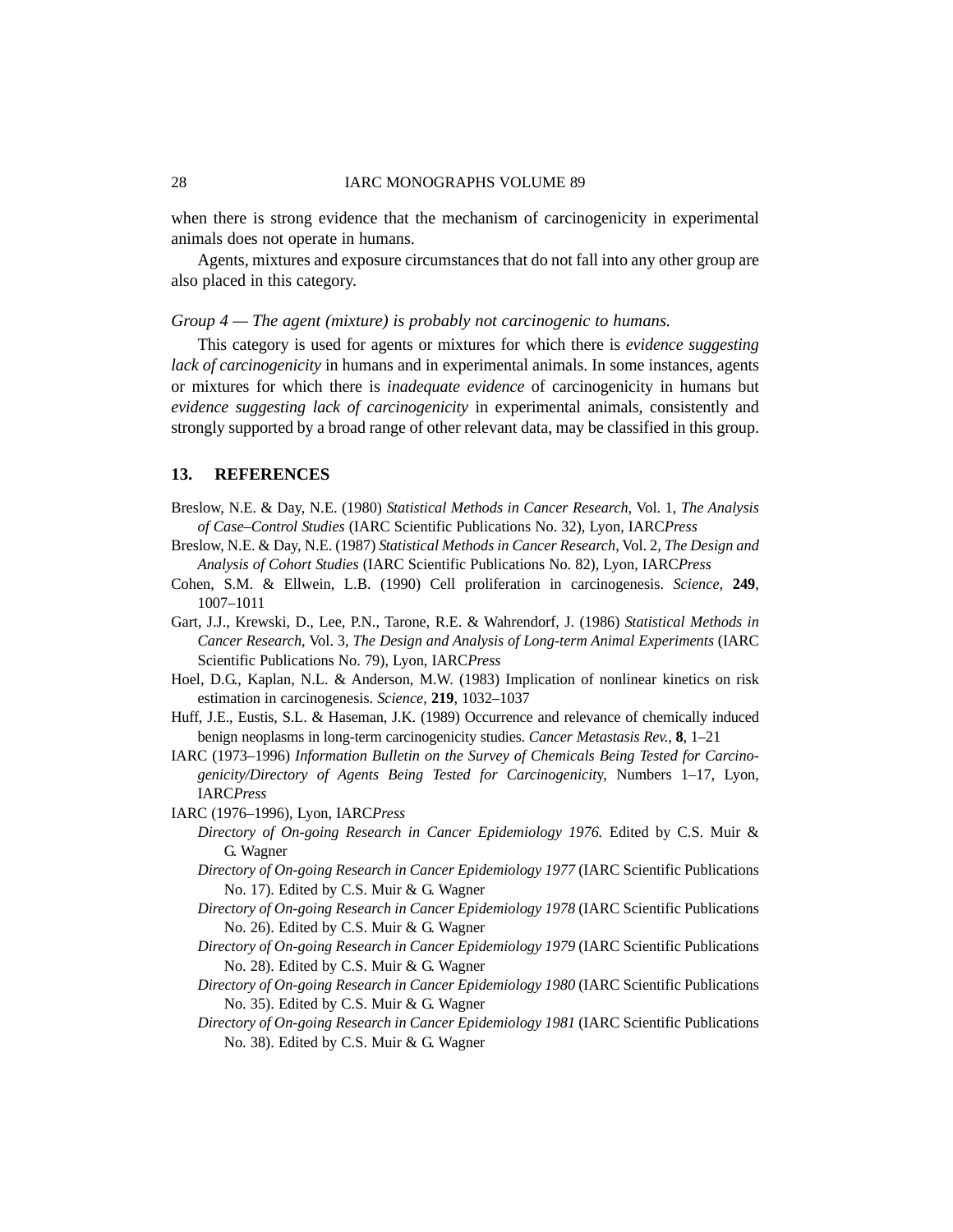when there is strong evidence that the mechanism of carcinogenicity in experimental animals does not operate in humans.

Agents, mixtures and exposure circumstances that do not fall into any other group are also placed in this category.

*Group 4 — The agent (mixture) is probably not carcinogenic to humans.*

This category is used for agents or mixtures for which there is *evidence suggesting lack of carcinogenicity* in humans and in experimental animals. In some instances, agents or mixtures for which there is *inadequate evidence* of carcinogenicity in humans but *evidence suggesting lack of carcinogenicity* in experimental animals, consistently and strongly supported by a broad range of other relevant data, may be classified in this group.

## 13. REFERENCES

Breslow, N.E. & Day, N.E. (1980) *Statistical Methods in Cancer Research*, Vol. 1, *The Analysis of Case–Control Studies* (IARC Scientific Publications No. 32), Lyon, IARC*Press*

Breslow, N.E. & Day, N.E. (1987) *Statistical Methods in Cancer Research*, Vol. 2, *The Design and Analysis of Cohort Studies* (IARC Scientific Publications No. 82), Lyon, IARC*Press*

Cohen, S.M. & Ellwein, L.B. (1990) Cell proliferation in carcinogenesis. *Science*, **249**, 1007–1011

Gart, J.J., Krewski, D., Lee, P.N., Tarone, R.E. & Wahrendorf, J. (1986) *Statistical Methods in Cancer Research*, Vol. 3, *The Design and Analysis of Long-term Animal Experiments* (IARC Scientific Publications No. 79), Lyon, IARC*Press*

Hoel, D.G., Kaplan, N.L. & Anderson, M.W. (1983) Implication of nonlinear kinetics on risk estimation in carcinogenesis. *Science*, **219**, 1032–1037

Huff, J.E., Eustis, S.L. & Haseman, J.K. (1989) Occurrence and relevance of chemically induced benign neoplasms in long-term carcinogenicity studies. *Cancer Metastasis Rev.*, **8**, 1–21

IARC (1973–1996) *Information Bulletin on the Survey of Chemicals Being Tested for Carcinogenicity/Directory of Agents Being Tested for Carcinogenicity*, Numbers 1–17, Lyon, IARC*Press*

IARC (1976–1996), Lyon, IARC*Press*

*Directory of On-going Research in Cancer Epidemiology 1976.* Edited by C.S. Muir & G. Wagner

*Directory of On-going Research in Cancer Epidemiology 1977* (IARC Scientific Publications No. 17). Edited by C.S. Muir & G. Wagner

*Directory of On-going Research in Cancer Epidemiology 1978* (IARC Scientific Publications No. 26). Edited by C.S. Muir & G. Wagner

*Directory of On-going Research in Cancer Epidemiology 1979* (IARC Scientific Publications No. 28). Edited by C.S. Muir & G. Wagner

*Directory of On-going Research in Cancer Epidemiology 1980* (IARC Scientific Publications No. 35). Edited by C.S. Muir & G. Wagner

*Directory of On-going Research in Cancer Epidemiology 1981* (IARC Scientific Publications No. 38). Edited by C.S. Muir & G. Wagner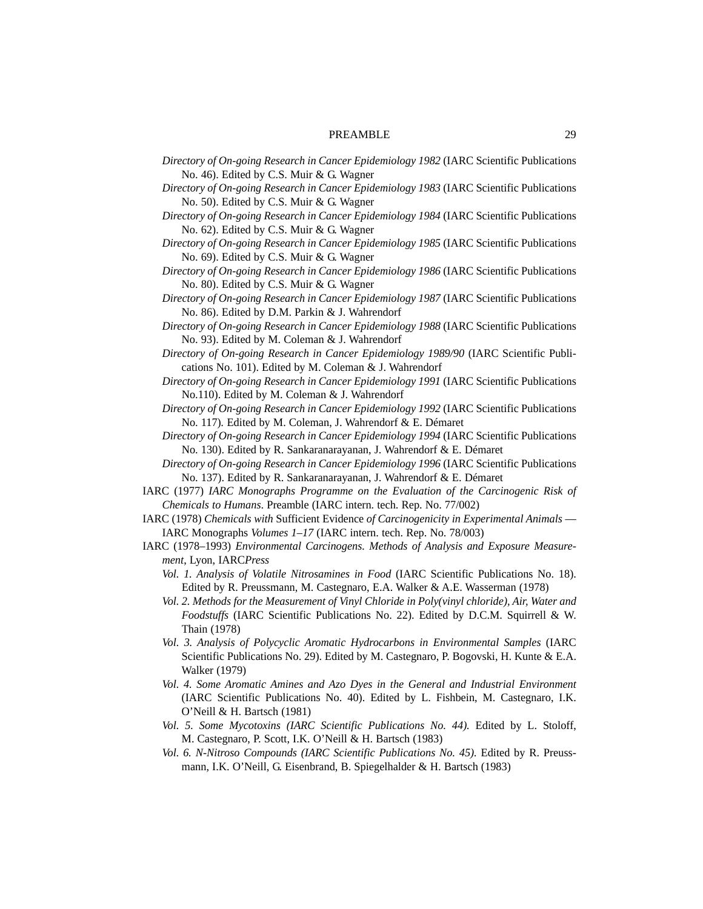*Directory of On-going Research in Cancer Epidemiology 1982* (IARC Scientific Publications No. 46). Edited by C.S. Muir & G. Wagner

*Directory of On-going Research in Cancer Epidemiology 1983* (IARC Scientific Publications No. 50). Edited by C.S. Muir & G. Wagner

*Directory of On-going Research in Cancer Epidemiology 1984* (IARC Scientific Publications No. 62). Edited by C.S. Muir & G. Wagner

*Directory of On-going Research in Cancer Epidemiology 1985* (IARC Scientific Publications No. 69). Edited by C.S. Muir & G. Wagner

*Directory of On-going Research in Cancer Epidemiology 1986* (IARC Scientific Publications No. 80). Edited by C.S. Muir & G. Wagner

*Directory of On-going Research in Cancer Epidemiology 1987* (IARC Scientific Publications No. 86). Edited by D.M. Parkin & J. Wahrendorf

*Directory of On-going Research in Cancer Epidemiology 1988* (IARC Scientific Publications No. 93). Edited by M. Coleman & J. Wahrendorf

*Directory of On-going Research in Cancer Epidemiology 1989/90* (IARC Scientific Publications No. 101). Edited by M. Coleman & J. Wahrendorf

*Directory of On-going Research in Cancer Epidemiology 1991* (IARC Scientific Publications No.110). Edited by M. Coleman & J. Wahrendorf

*Directory of On-going Research in Cancer Epidemiology 1992* (IARC Scientific Publications No. 117). Edited by M. Coleman, J. Wahrendorf & E. Démaret

*Directory of On-going Research in Cancer Epidemiology 1994* (IARC Scientific Publications No. 130). Edited by R. Sankaranarayanan, J. Wahrendorf & E. Démaret

*Directory of On-going Research in Cancer Epidemiology 1996* (IARC Scientific Publications No. 137). Edited by R. Sankaranarayanan, J. Wahrendorf & E. Démaret

IARC (1977) *IARC Monographs Programme on the Evaluation of the Carcinogenic Risk of Chemicals to Humans*. Preamble (IARC intern. tech. Rep. No. 77/002)

IARC (1978) *Chemicals with* Sufficient Evidence *of Carcinogenicity in Experimental Animals* — IARC Monographs *Volumes 1–17* (IARC intern. tech. Rep. No. 78/003)

IARC (1978–1993) *Environmental Carcinogens. Methods of Analysis and Exposure Measurement*, Lyon, IARC*Press*

*Vol. 1. Analysis of Volatile Nitrosamines in Food* (IARC Scientific Publications No. 18). Edited by R. Preussmann, M. Castegnaro, E.A. Walker & A.E. Wasserman (1978)

*Vol. 2. Methods for the Measurement of Vinyl Chloride in Poly(vinyl chloride), Air, Water and Foodstuffs* (IARC Scientific Publications No. 22). Edited by D.C.M. Squirrell & W. Thain (1978)

*Vol. 3. Analysis of Polycyclic Aromatic Hydrocarbons in Environmental Samples* (IARC Scientific Publications No. 29). Edited by M. Castegnaro, P. Bogovski, H. Kunte & E.A. Walker (1979)

*Vol. 4. Some Aromatic Amines and Azo Dyes in the General and Industrial Environment* (IARC Scientific Publications No. 40). Edited by L. Fishbein, M. Castegnaro, I.K. O'Neill & H. Bartsch (1981)

*Vol. 5. Some Mycotoxins (IARC Scientific Publications No. 44).* Edited by L. Stoloff, M. Castegnaro, P. Scott, I.K. O'Neill & H. Bartsch (1983)

*Vol. 6. N-Nitroso Compounds (IARC Scientific Publications No. 45).* Edited by R. Preussmann, I.K. O'Neill, G. Eisenbrand, B. Spiegelhalder & H. Bartsch (1983)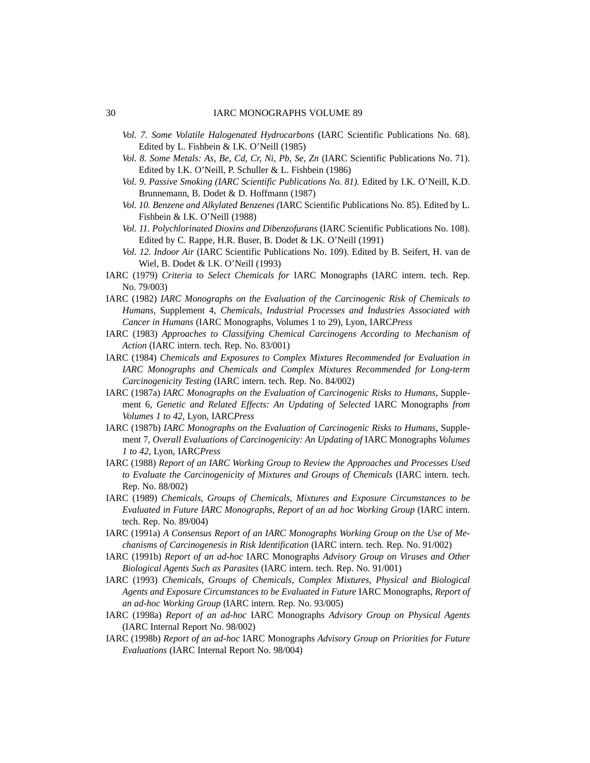*Vol. 7. Some Volatile Halogenated Hydrocarbons* (IARC Scientific Publications No. 68). Edited by L. Fishbein & I.K. O'Neill (1985)

*Vol. 8. Some Metals: As, Be, Cd, Cr, Ni, Pb, Se, Zn* (IARC Scientific Publications No. 71). Edited by I.K. O'Neill, P. Schuller & L. Fishbein (1986)

*Vol. 9. Passive Smoking (IARC Scientific Publications No. 81).* Edited by I.K. O'Neill, K.D. Brunnemann, B. Dodet & D. Hoffmann (1987)

*Vol. 10. Benzene and Alkylated Benzenes (*IARC Scientific Publications No. 85). Edited by L. Fishbein & I.K. O'Neill (1988)

*Vol. 11. Polychlorinated Dioxins and Dibenzofurans* (IARC Scientific Publications No. 108). Edited by C. Rappe, H.R. Buser, B. Dodet & I.K. O'Neill (1991)

*Vol. 12. Indoor Air* (IARC Scientific Publications No. 109). Edited by B. Seifert, H. van de Wiel, B. Dodet & I.K. O'Neill (1993)

IARC (1979) *Criteria to Select Chemicals for* IARC Monographs (IARC intern. tech. Rep. No. 79/003)

IARC (1982) *IARC Monographs on the Evaluation of the Carcinogenic Risk of Chemicals to Humans*, Supplement 4, *Chemicals, Industrial Processes and Industries Associated with Cancer in Humans* (IARC Monographs, Volumes 1 to 29), Lyon, IARC*Press*

IARC (1983) *Approaches to Classifying Chemical Carcinogens According to Mechanism of Action* (IARC intern. tech. Rep. No. 83/001)

IARC (1984) *Chemicals and Exposures to Complex Mixtures Recommended for Evaluation in IARC Monographs and Chemicals and Complex Mixtures Recommended for Long-term Carcinogenicity Testing* (IARC intern. tech. Rep. No. 84/002)

IARC (1987a) *IARC Monographs on the Evaluation of Carcinogenic Risks to Humans*, Supplement 6, *Genetic and Related Effects: An Updating of Selected* IARC Monographs *from Volumes 1 to 42*, Lyon, IARC*Press*

IARC (1987b) *IARC Monographs on the Evaluation of Carcinogenic Risks to Humans*, Supplement 7, *Overall Evaluations of Carcinogenicity: An Updating of* IARC Monographs *Volumes 1 to 42*, Lyon, IARC*Press*

IARC (1988) *Report of an IARC Working Group to Review the Approaches and Processes Used to Evaluate the Carcinogenicity of Mixtures and Groups of Chemicals* (IARC intern. tech. Rep. No. 88/002)

IARC (1989) *Chemicals, Groups of Chemicals, Mixtures and Exposure Circumstances to be Evaluated in Future IARC Monographs, Report of an ad hoc Working Group* (IARC intern. tech. Rep. No. 89/004)

IARC (1991a) *A Consensus Report of an IARC Monographs Working Group on the Use of Mechanisms of Carcinogenesis in Risk Identification* (IARC intern. tech. Rep. No. 91/002)

IARC (1991b) *Report of an ad-hoc* IARC Monographs *Advisory Group on Viruses and Other Biological Agents Such as Parasites* (IARC intern. tech. Rep. No. 91/001)

IARC (1993) *Chemicals, Groups of Chemicals, Complex Mixtures, Physical and Biological Agents and Exposure Circumstances to be Evaluated in Future* IARC Monographs, *Report of an ad-hoc Working Group* (IARC intern. Rep. No. 93/005)

IARC (1998a) *Report of an ad-hoc* IARC Monographs *Advisory Group on Physical Agents* (IARC Internal Report No. 98/002)

IARC (1998b) *Report of an ad-hoc* IARC Monographs *Advisory Group on Priorities for Future Evaluations* (IARC Internal Report No. 98/004)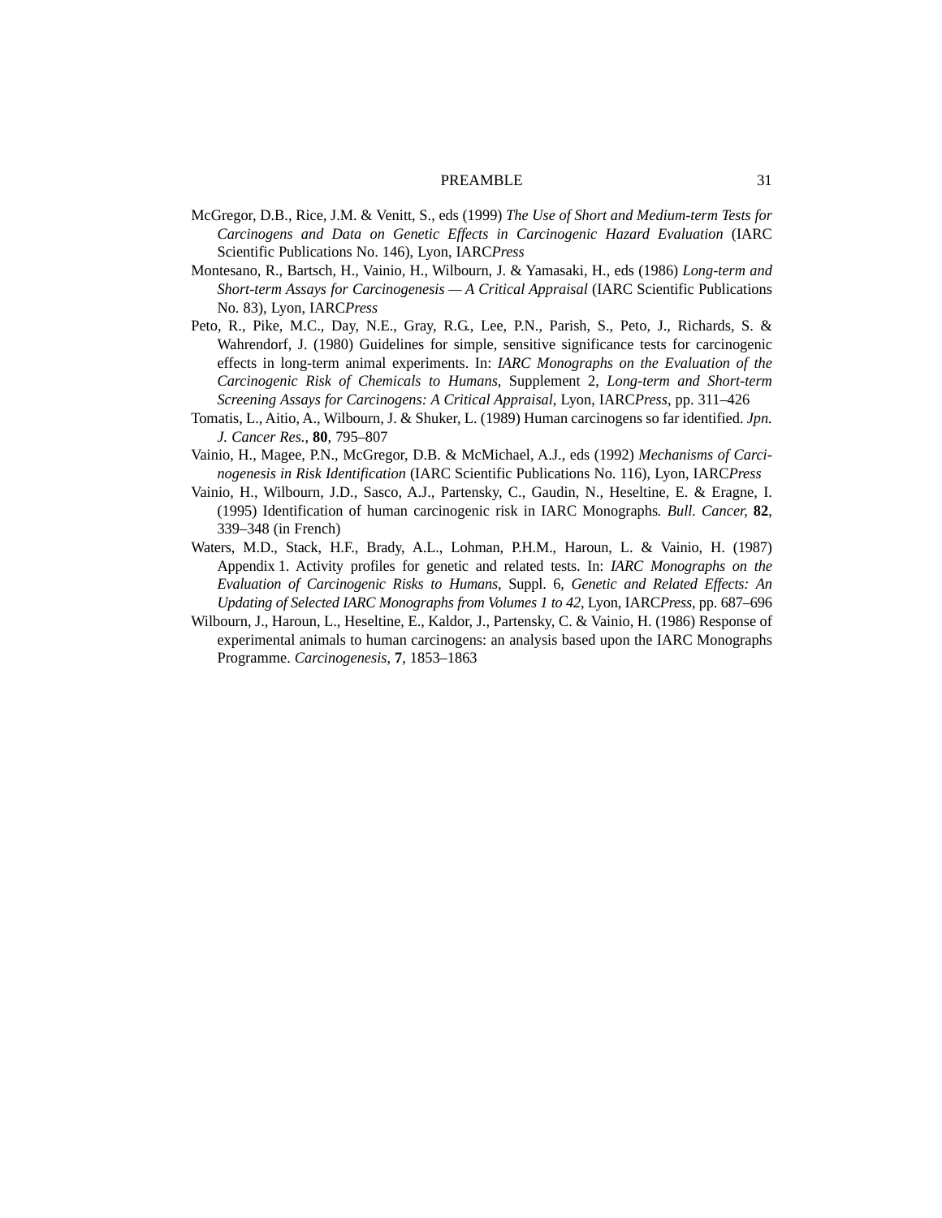McGregor, D.B., Rice, J.M. & Venitt, S., eds (1999) *The Use of Short and Medium-term Tests for Carcinogens and Data on Genetic Effects in Carcinogenic Hazard Evaluation* (IARC Scientific Publications No. 146), Lyon, IARC*Press*

Montesano, R., Bartsch, H., Vainio, H., Wilbourn, J. & Yamasaki, H., eds (1986) *Long-term and Short-term Assays for Carcinogenesis — A Critical Appraisal* (IARC Scientific Publications No. 83), Lyon, IARC*Press*

Peto, R., Pike, M.C., Day, N.E., Gray, R.G., Lee, P.N., Parish, S., Peto, J., Richards, S. & Wahrendorf, J. (1980) Guidelines for simple, sensitive significance tests for carcinogenic effects in long-term animal experiments. In: *IARC Monographs on the Evaluation of the Carcinogenic Risk of Chemicals to Humans*, Supplement 2, *Long-term and Short-term Screening Assays for Carcinogens: A Critical Appraisal*, Lyon, IARC*Press*, pp. 311–426

Tomatis, L., Aitio, A., Wilbourn, J. & Shuker, L. (1989) Human carcinogens so far identified. *Jpn. J. Cancer Res.*, **80**, 795–807

Vainio, H., Magee, P.N., McGregor, D.B. & McMichael, A.J., eds (1992) *Mechanisms of Carcinogenesis in Risk Identification* (IARC Scientific Publications No. 116), Lyon, IARC*Press*

Vainio, H., Wilbourn, J.D., Sasco, A.J., Partensky, C., Gaudin, N., Heseltine, E. & Eragne, I. (1995) Identification of human carcinogenic risk in IARC Monographs. *Bull. Cancer,* **82**, 339–348 (in French)

Waters, M.D., Stack, H.F., Brady, A.L., Lohman, P.H.M., Haroun, L. & Vainio, H. (1987) Appendix 1. Activity profiles for genetic and related tests. In: *IARC Monographs on the Evaluation of Carcinogenic Risks to Humans*, Suppl. 6, *Genetic and Related Effects: An Updating of Selected IARC Monographs from Volumes 1 to 42*, Lyon, IARC*Press*, pp. 687–696

Wilbourn, J., Haroun, L., Heseltine, E., Kaldor, J., Partensky, C. & Vainio, H. (1986) Response of experimental animals to human carcinogens: an analysis based upon the IARC Monographs Programme. *Carcinogenesis*, **7**, 1853–1863